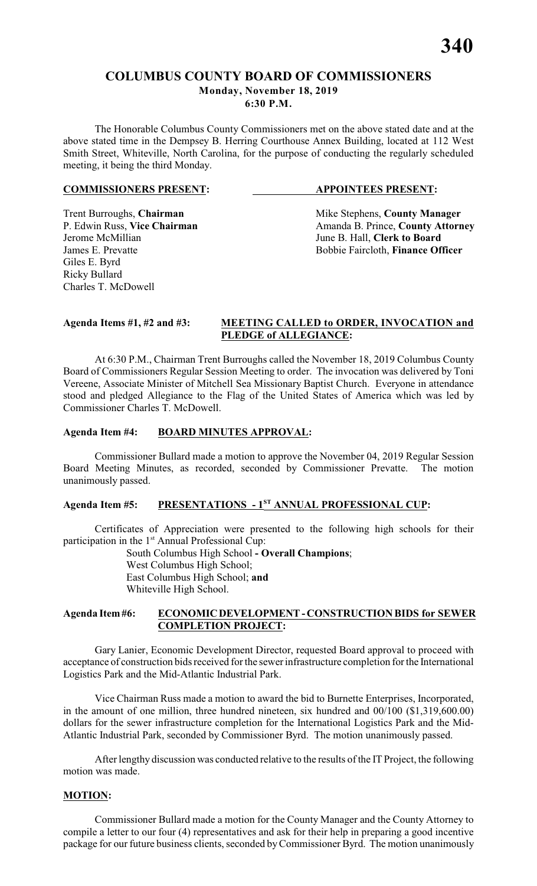# COLUMBUS COUNTY BOARD OF COMMISSIONERS

**Monday, November 18, 2019**
**6:30 P.M.**

The Honorable Columbus County Commissioners met on the above stated date and at the above stated time in the Dempsey B. Herring Courthouse Annex Building, located at 112 West Smith Street, Whiteville, North Carolina, for the purpose of conducting the regularly scheduled meeting, it being the third Monday.

| **COMMISSIONERS PRESENT:** | **APPOINTEES PRESENT:** |
|---|---|
| Trent Burroughs, **Chairman** | Mike Stephens, **County Manager** |
| P. Edwin Russ, **Vice Chairman** | Amanda B. Prince, **County Attorney** |
| Jerome McMillian | June B. Hall, **Clerk to Board** |
| James E. Prevatte | Bobbie Faircloth, **Finance Officer** |
| Giles E. Byrd | |
| Ricky Bullard | |
| Charles T. McDowell | |

**Agenda Items #1, #2 and #3: MEETING CALLED to ORDER, INVOCATION and PLEDGE of ALLEGIANCE:**

At 6:30 P.M., Chairman Trent Burroughs called the November 18, 2019 Columbus County Board of Commissioners Regular Session Meeting to order. The invocation was delivered by Toni Vereene, Associate Minister of Mitchell Sea Missionary Baptist Church. Everyone in attendance stood and pledged Allegiance to the Flag of the United States of America which was led by Commissioner Charles T. McDowell.

**Agenda Item #4: BOARD MINUTES APPROVAL:**

Commissioner Bullard made a motion to approve the November 04, 2019 Regular Session Board Meeting Minutes, as recorded, seconded by Commissioner Prevatte. The motion unanimously passed.

**Agenda Item #5: PRESENTATIONS - 1ST ANNUAL PROFESSIONAL CUP:**

Certificates of Appreciation were presented to the following high schools for their participation in the 1st Annual Professional Cup:

South Columbus High School **- Overall Champions**;
West Columbus High School;
East Columbus High School; **and**
Whiteville High School.

**Agenda Item #6: ECONOMIC DEVELOPMENT - CONSTRUCTION BIDS for SEWER COMPLETION PROJECT:**

Gary Lanier, Economic Development Director, requested Board approval to proceed with acceptance of construction bids received for the sewer infrastructure completion for the International Logistics Park and the Mid-Atlantic Industrial Park.

Vice Chairman Russ made a motion to award the bid to Burnette Enterprises, Incorporated, in the amount of one million, three hundred nineteen, six hundred and 00/100 ($1,319,600.00) dollars for the sewer infrastructure completion for the International Logistics Park and the Mid-Atlantic Industrial Park, seconded by Commissioner Byrd. The motion unanimously passed.

After lengthy discussion was conducted relative to the results of the IT Project, the following motion was made.

**MOTION:**

Commissioner Bullard made a motion for the County Manager and the County Attorney to compile a letter to our four (4) representatives and ask for their help in preparing a good incentive package for our future business clients, seconded by Commissioner Byrd. The motion unanimously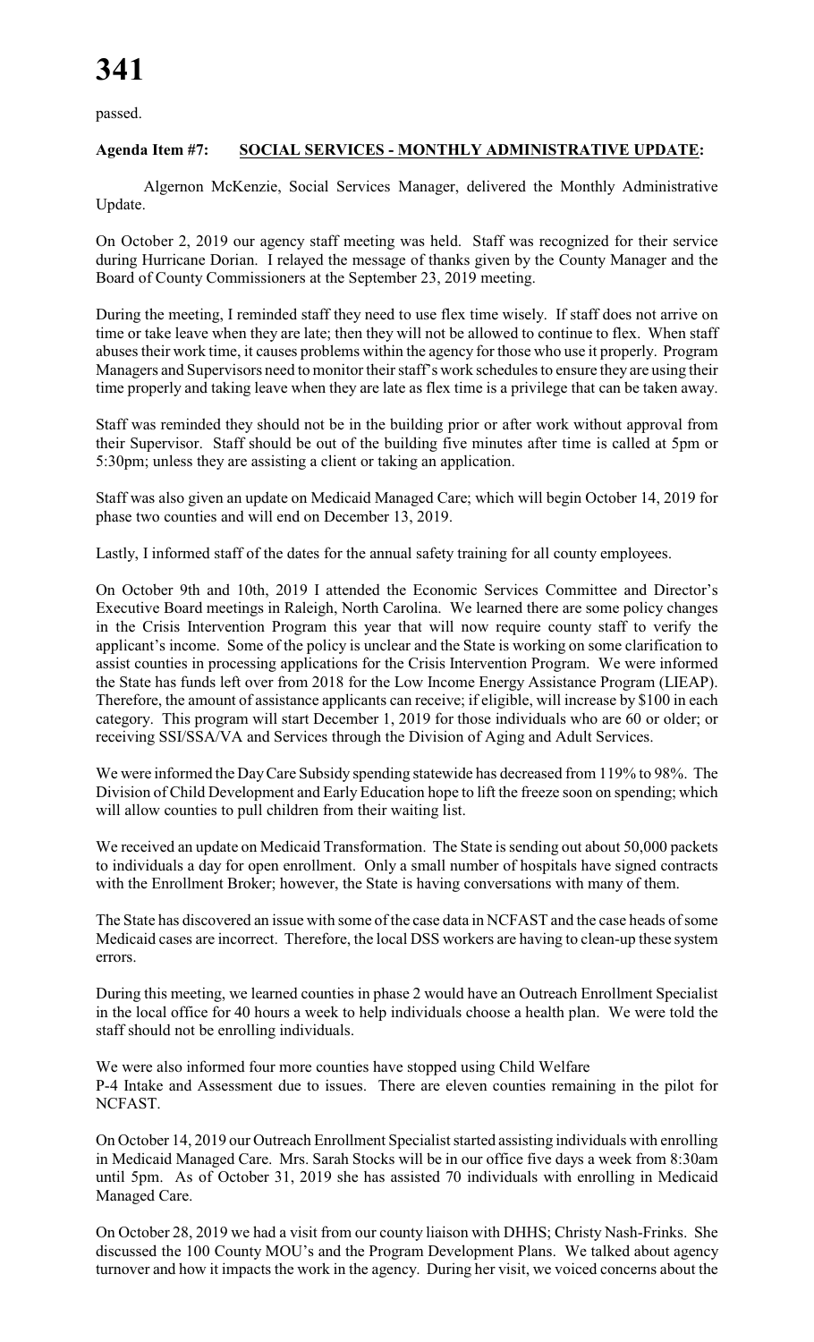passed.

**Agenda Item #7: SOCIAL SERVICES - MONTHLY ADMINISTRATIVE UPDATE:**

Algernon McKenzie, Social Services Manager, delivered the Monthly Administrative Update.

On October 2, 2019 our agency staff meeting was held. Staff was recognized for their service during Hurricane Dorian. I relayed the message of thanks given by the County Manager and the Board of County Commissioners at the September 23, 2019 meeting.

During the meeting, I reminded staff they need to use flex time wisely. If staff does not arrive on time or take leave when they are late; then they will not be allowed to continue to flex. When staff abuses their work time, it causes problems within the agency for those who use it properly. Program Managers and Supervisors need to monitor their staff's work schedules to ensure they are using their time properly and taking leave when they are late as flex time is a privilege that can be taken away.

Staff was reminded they should not be in the building prior or after work without approval from their Supervisor. Staff should be out of the building five minutes after time is called at 5pm or 5:30pm; unless they are assisting a client or taking an application.

Staff was also given an update on Medicaid Managed Care; which will begin October 14, 2019 for phase two counties and will end on December 13, 2019.

Lastly, I informed staff of the dates for the annual safety training for all county employees.

On October 9th and 10th, 2019 I attended the Economic Services Committee and Director's Executive Board meetings in Raleigh, North Carolina. We learned there are some policy changes in the Crisis Intervention Program this year that will now require county staff to verify the applicant's income. Some of the policy is unclear and the State is working on some clarification to assist counties in processing applications for the Crisis Intervention Program. We were informed the State has funds left over from 2018 for the Low Income Energy Assistance Program (LIEAP). Therefore, the amount of assistance applicants can receive; if eligible, will increase by $100 in each category. This program will start December 1, 2019 for those individuals who are 60 or older; or receiving SSI/SSA/VA and Services through the Division of Aging and Adult Services.

We were informed the Day Care Subsidy spending statewide has decreased from 119% to 98%. The Division of Child Development and Early Education hope to lift the freeze soon on spending; which will allow counties to pull children from their waiting list.

We received an update on Medicaid Transformation. The State is sending out about 50,000 packets to individuals a day for open enrollment. Only a small number of hospitals have signed contracts with the Enrollment Broker; however, the State is having conversations with many of them.

The State has discovered an issue with some of the case data in NCFAST and the case heads of some Medicaid cases are incorrect. Therefore, the local DSS workers are having to clean-up these system errors.

During this meeting, we learned counties in phase 2 would have an Outreach Enrollment Specialist in the local office for 40 hours a week to help individuals choose a health plan. We were told the staff should not be enrolling individuals.

We were also informed four more counties have stopped using Child Welfare P-4 Intake and Assessment due to issues. There are eleven counties remaining in the pilot for NCFAST.

On October 14, 2019 our Outreach Enrollment Specialist started assisting individuals with enrolling in Medicaid Managed Care. Mrs. Sarah Stocks will be in our office five days a week from 8:30am until 5pm. As of October 31, 2019 she has assisted 70 individuals with enrolling in Medicaid Managed Care.

On October 28, 2019 we had a visit from our county liaison with DHHS; Christy Nash-Frinks. She discussed the 100 County MOU's and the Program Development Plans. We talked about agency turnover and how it impacts the work in the agency. During her visit, we voiced concerns about the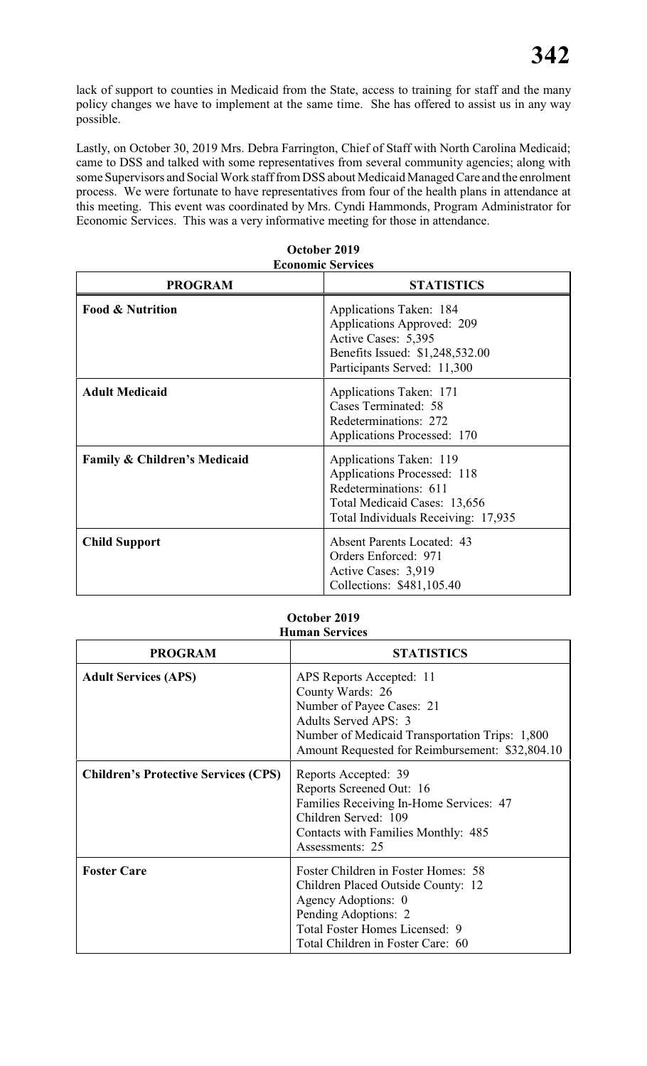lack of support to counties in Medicaid from the State, access to training for staff and the many policy changes we have to implement at the same time. She has offered to assist us in any way possible.

Lastly, on October 30, 2019 Mrs. Debra Farrington, Chief of Staff with North Carolina Medicaid; came to DSS and talked with some representatives from several community agencies; along with some Supervisors and Social Work staff from DSS about Medicaid Managed Care and the enrolment process. We were fortunate to have representatives from four of the health plans in attendance at this meeting. This event was coordinated by Mrs. Cyndi Hammonds, Program Administrator for Economic Services. This was a very informative meeting for those in attendance.

**October 2019**
**Economic Services**

| PROGRAM | STATISTICS |
|---|---|
| **Food & Nutrition** | Applications Taken: 184<br>Applications Approved: 209<br>Active Cases: 5,395<br>Benefits Issued: $1,248,532.00<br>Participants Served: 11,300 |
| **Adult Medicaid** | Applications Taken: 171<br>Cases Terminated: 58<br>Redeterminations: 272<br>Applications Processed: 170 |
| **Family & Children's Medicaid** | Applications Taken: 119<br>Applications Processed: 118<br>Redeterminations: 611<br>Total Medicaid Cases: 13,656<br>Total Individuals Receiving: 17,935 |
| **Child Support** | Absent Parents Located: 43<br>Orders Enforced: 971<br>Active Cases: 3,919<br>Collections: $481,105.40 |

**October 2019**
**Human Services**

| PROGRAM | STATISTICS |
|---|---|
| **Adult Services (APS)** | APS Reports Accepted: 11<br>County Wards: 26<br>Number of Payee Cases: 21<br>Adults Served APS: 3<br>Number of Medicaid Transportation Trips: 1,800<br>Amount Requested for Reimbursement: $32,804.10 |
| **Children's Protective Services (CPS)** | Reports Accepted: 39<br>Reports Screened Out: 16<br>Families Receiving In-Home Services: 47<br>Children Served: 109<br>Contacts with Families Monthly: 485<br>Assessments: 25 |
| **Foster Care** | Foster Children in Foster Homes: 58<br>Children Placed Outside County: 12<br>Agency Adoptions: 0<br>Pending Adoptions: 2<br>Total Foster Homes Licensed: 9<br>Total Children in Foster Care: 60 |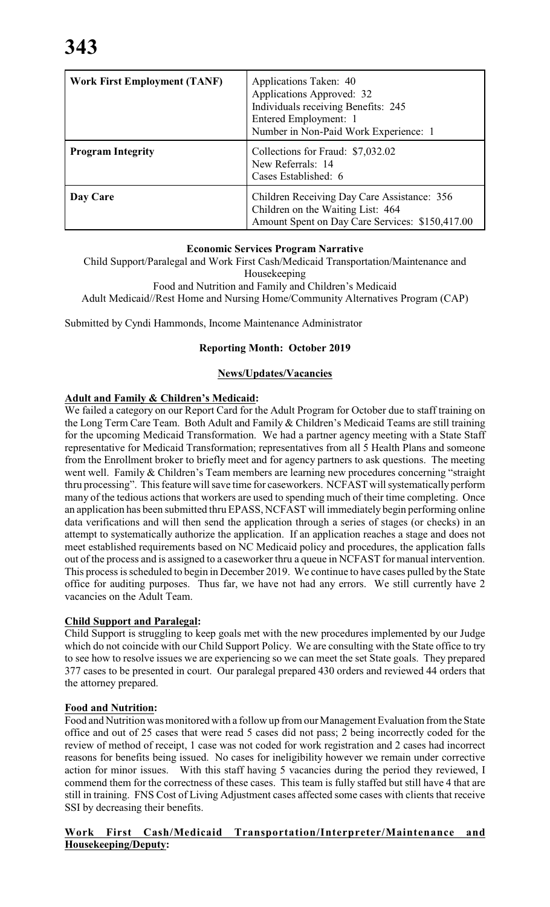| Work First Employment (TANF) | Applications Taken: 40<br>Applications Approved: 32<br>Individuals receiving Benefits: 245<br>Entered Employment: 1<br>Number in Non-Paid Work Experience: 1 |
|---|---|
| **Program Integrity** | Collections for Fraud: $7,032.02<br>New Referrals: 14<br>Cases Established: 6 |
| **Day Care** | Children Receiving Day Care Assistance: 356<br>Children on the Waiting List: 464<br>Amount Spent on Day Care Services: $150,417.00 |

**Economic Services Program Narrative**

Child Support/Paralegal and Work First Cash/Medicaid Transportation/Maintenance and Housekeeping
Food and Nutrition and Family and Children's Medicaid
Adult Medicaid//Rest Home and Nursing Home/Community Alternatives Program (CAP)

Submitted by Cyndi Hammonds, Income Maintenance Administrator

**Reporting Month: October 2019**

**News/Updates/Vacancies**

**Adult and Family & Children's Medicaid:**

We failed a category on our Report Card for the Adult Program for October due to staff training on the Long Term Care Team. Both Adult and Family & Children's Medicaid Teams are still training for the upcoming Medicaid Transformation. We had a partner agency meeting with a State Staff representative for Medicaid Transformation; representatives from all 5 Health Plans and someone from the Enrollment broker to briefly meet and for agency partners to ask questions. The meeting went well. Family & Children's Team members are learning new procedures concerning "straight thru processing". This feature will save time for caseworkers. NCFAST will systematically perform many of the tedious actions that workers are used to spending much of their time completing. Once an application has been submitted thru EPASS, NCFAST will immediately begin performing online data verifications and will then send the application through a series of stages (or checks) in an attempt to systematically authorize the application. If an application reaches a stage and does not meet established requirements based on NC Medicaid policy and procedures, the application falls out of the process and is assigned to a caseworker thru a queue in NCFAST for manual intervention. This process is scheduled to begin in December 2019. We continue to have cases pulled by the State office for auditing purposes. Thus far, we have not had any errors. We still currently have 2 vacancies on the Adult Team.

**Child Support and Paralegal:**

Child Support is struggling to keep goals met with the new procedures implemented by our Judge which do not coincide with our Child Support Policy. We are consulting with the State office to try to see how to resolve issues we are experiencing so we can meet the set State goals. They prepared 377 cases to be presented in court. Our paralegal prepared 430 orders and reviewed 44 orders that the attorney prepared.

**Food and Nutrition:**

Food and Nutrition was monitored with a follow up from our Management Evaluation from the State office and out of 25 cases that were read 5 cases did not pass; 2 being incorrectly coded for the review of method of receipt, 1 case was not coded for work registration and 2 cases had incorrect reasons for benefits being issued. No cases for ineligibility however we remain under corrective action for minor issues. With this staff having 5 vacancies during the period they reviewed, I commend them for the correctness of these cases. This team is fully staffed but still have 4 that are still in training. FNS Cost of Living Adjustment cases affected some cases with clients that receive SSI by decreasing their benefits.

**Work First Cash/Medicaid Transportation/Interpreter/Maintenance and Housekeeping/Deputy:**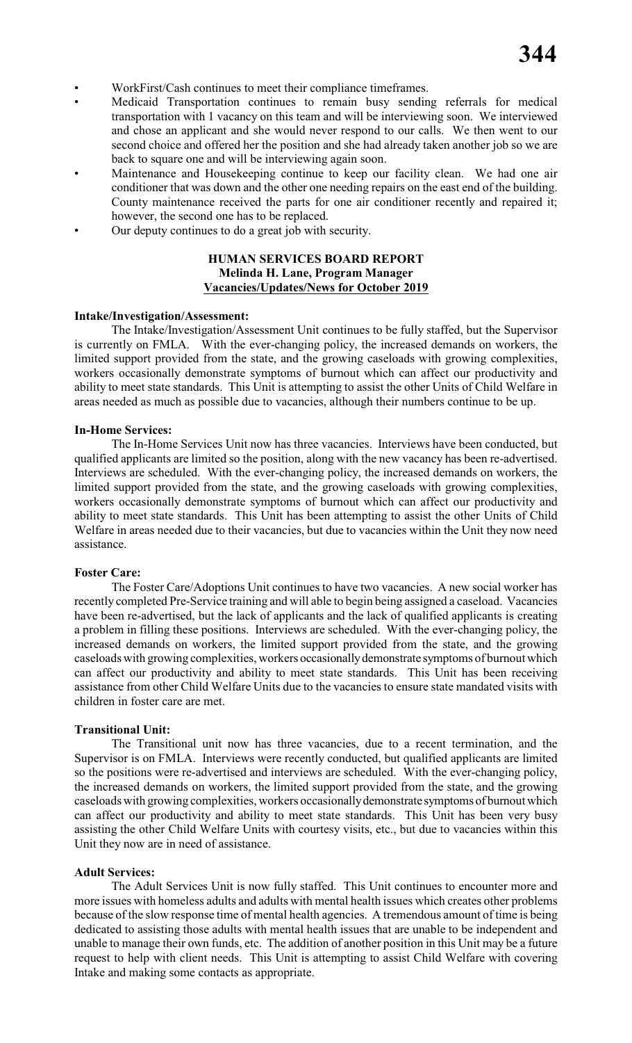- WorkFirst/Cash continues to meet their compliance timeframes.
- Medicaid Transportation continues to remain busy sending referrals for medical transportation with 1 vacancy on this team and will be interviewing soon. We interviewed and chose an applicant and she would never respond to our calls. We then went to our second choice and offered her the position and she had already taken another job so we are back to square one and will be interviewing again soon.
- Maintenance and Housekeeping continue to keep our facility clean. We had one air conditioner that was down and the other one needing repairs on the east end of the building. County maintenance received the parts for one air conditioner recently and repaired it; however, the second one has to be replaced.
- Our deputy continues to do a great job with security.

**HUMAN SERVICES BOARD REPORT**
**Melinda H. Lane, Program Manager**
**Vacancies/Updates/News for October 2019**

**Intake/Investigation/Assessment:**

The Intake/Investigation/Assessment Unit continues to be fully staffed, but the Supervisor is currently on FMLA. With the ever-changing policy, the increased demands on workers, the limited support provided from the state, and the growing caseloads with growing complexities, workers occasionally demonstrate symptoms of burnout which can affect our productivity and ability to meet state standards. This Unit is attempting to assist the other Units of Child Welfare in areas needed as much as possible due to vacancies, although their numbers continue to be up.

**In-Home Services:**

The In-Home Services Unit now has three vacancies. Interviews have been conducted, but qualified applicants are limited so the position, along with the new vacancy has been re-advertised. Interviews are scheduled. With the ever-changing policy, the increased demands on workers, the limited support provided from the state, and the growing caseloads with growing complexities, workers occasionally demonstrate symptoms of burnout which can affect our productivity and ability to meet state standards. This Unit has been attempting to assist the other Units of Child Welfare in areas needed due to their vacancies, but due to vacancies within the Unit they now need assistance.

**Foster Care:**

The Foster Care/Adoptions Unit continues to have two vacancies. A new social worker has recently completed Pre-Service training and will able to begin being assigned a caseload. Vacancies have been re-advertised, but the lack of applicants and the lack of qualified applicants is creating a problem in filling these positions. Interviews are scheduled. With the ever-changing policy, the increased demands on workers, the limited support provided from the state, and the growing caseloads with growing complexities, workers occasionally demonstrate symptoms of burnout which can affect our productivity and ability to meet state standards. This Unit has been receiving assistance from other Child Welfare Units due to the vacancies to ensure state mandated visits with children in foster care are met.

**Transitional Unit:**

The Transitional unit now has three vacancies, due to a recent termination, and the Supervisor is on FMLA. Interviews were recently conducted, but qualified applicants are limited so the positions were re-advertised and interviews are scheduled. With the ever-changing policy, the increased demands on workers, the limited support provided from the state, and the growing caseloads with growing complexities, workers occasionally demonstrate symptoms of burnout which can affect our productivity and ability to meet state standards. This Unit has been very busy assisting the other Child Welfare Units with courtesy visits, etc., but due to vacancies within this Unit they now are in need of assistance.

**Adult Services:**

The Adult Services Unit is now fully staffed. This Unit continues to encounter more and more issues with homeless adults and adults with mental health issues which creates other problems because of the slow response time of mental health agencies. A tremendous amount of time is being dedicated to assisting those adults with mental health issues that are unable to be independent and unable to manage their own funds, etc. The addition of another position in this Unit may be a future request to help with client needs. This Unit is attempting to assist Child Welfare with covering Intake and making some contacts as appropriate.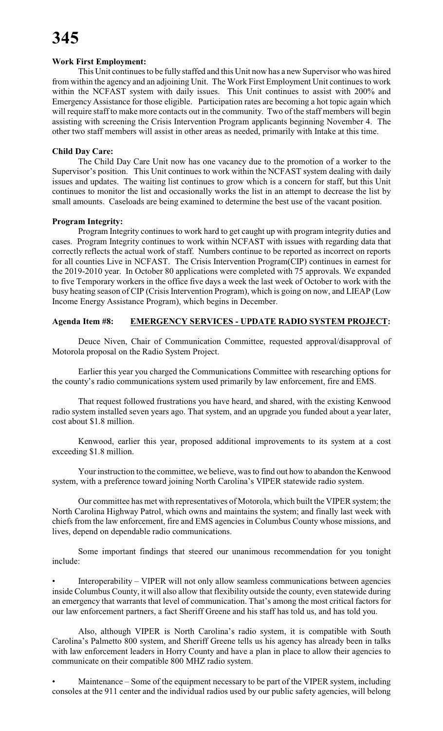**Work First Employment:**

This Unit continues to be fully staffed and this Unit now has a new Supervisor who was hired from within the agency and an adjoining Unit. The Work First Employment Unit continues to work within the NCFAST system with daily issues. This Unit continues to assist with 200% and Emergency Assistance for those eligible. Participation rates are becoming a hot topic again which will require staff to make more contacts out in the community. Two of the staff members will begin assisting with screening the Crisis Intervention Program applicants beginning November 4. The other two staff members will assist in other areas as needed, primarily with Intake at this time.

**Child Day Care:**

The Child Day Care Unit now has one vacancy due to the promotion of a worker to the Supervisor's position. This Unit continues to work within the NCFAST system dealing with daily issues and updates. The waiting list continues to grow which is a concern for staff, but this Unit continues to monitor the list and occasionally works the list in an attempt to decrease the list by small amounts. Caseloads are being examined to determine the best use of the vacant position.

**Program Integrity:**

Program Integrity continues to work hard to get caught up with program integrity duties and cases. Program Integrity continues to work within NCFAST with issues with regarding data that correctly reflects the actual work of staff. Numbers continue to be reported as incorrect on reports for all counties Live in NCFAST. The Crisis Intervention Program(CIP) continues in earnest for the 2019-2010 year. In October 80 applications were completed with 75 approvals. We expanded to five Temporary workers in the office five days a week the last week of October to work with the busy heating season of CIP (Crisis Intervention Program), which is going on now, and LIEAP (Low Income Energy Assistance Program), which begins in December.

**Agenda Item #8: EMERGENCY SERVICES - UPDATE RADIO SYSTEM PROJECT:**

Deuce Niven, Chair of Communication Committee, requested approval/disapproval of Motorola proposal on the Radio System Project.

Earlier this year you charged the Communications Committee with researching options for the county's radio communications system used primarily by law enforcement, fire and EMS.

That request followed frustrations you have heard, and shared, with the existing Kenwood radio system installed seven years ago. That system, and an upgrade you funded about a year later, cost about $1.8 million.

Kenwood, earlier this year, proposed additional improvements to its system at a cost exceeding $1.8 million.

Your instruction to the committee, we believe, was to find out how to abandon the Kenwood system, with a preference toward joining North Carolina's VIPER statewide radio system.

Our committee has met with representatives of Motorola, which built the VIPER system; the North Carolina Highway Patrol, which owns and maintains the system; and finally last week with chiefs from the law enforcement, fire and EMS agencies in Columbus County whose missions, and lives, depend on dependable radio communications.

Some important findings that steered our unanimous recommendation for you tonight include:

- Interoperability – VIPER will not only allow seamless communications between agencies inside Columbus County, it will also allow that flexibility outside the county, even statewide during an emergency that warrants that level of communication. That's among the most critical factors for our law enforcement partners, a fact Sheriff Greene and his staff has told us, and has told you.

Also, although VIPER is North Carolina's radio system, it is compatible with South Carolina's Palmetto 800 system, and Sheriff Greene tells us his agency has already been in talks with law enforcement leaders in Horry County and have a plan in place to allow their agencies to communicate on their compatible 800 MHZ radio system.

- Maintenance – Some of the equipment necessary to be part of the VIPER system, including consoles at the 911 center and the individual radios used by our public safety agencies, will belong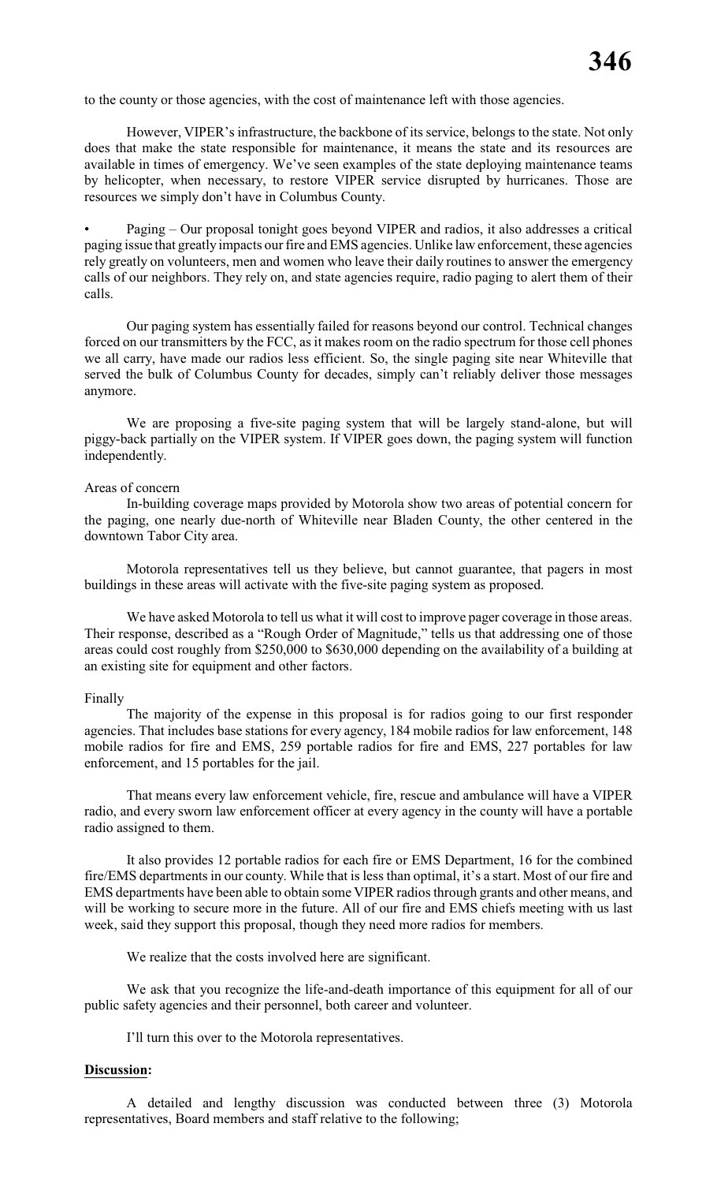to the county or those agencies, with the cost of maintenance left with those agencies.

However, VIPER's infrastructure, the backbone of its service, belongs to the state. Not only does that make the state responsible for maintenance, it means the state and its resources are available in times of emergency. We've seen examples of the state deploying maintenance teams by helicopter, when necessary, to restore VIPER service disrupted by hurricanes. Those are resources we simply don't have in Columbus County.

- Paging – Our proposal tonight goes beyond VIPER and radios, it also addresses a critical paging issue that greatly impacts our fire and EMS agencies. Unlike law enforcement, these agencies rely greatly on volunteers, men and women who leave their daily routines to answer the emergency calls of our neighbors. They rely on, and state agencies require, radio paging to alert them of their calls.

Our paging system has essentially failed for reasons beyond our control. Technical changes forced on our transmitters by the FCC, as it makes room on the radio spectrum for those cell phones we all carry, have made our radios less efficient. So, the single paging site near Whiteville that served the bulk of Columbus County for decades, simply can't reliably deliver those messages anymore.

We are proposing a five-site paging system that will be largely stand-alone, but will piggy-back partially on the VIPER system. If VIPER goes down, the paging system will function independently.

Areas of concern

In-building coverage maps provided by Motorola show two areas of potential concern for the paging, one nearly due-north of Whiteville near Bladen County, the other centered in the downtown Tabor City area.

Motorola representatives tell us they believe, but cannot guarantee, that pagers in most buildings in these areas will activate with the five-site paging system as proposed.

We have asked Motorola to tell us what it will cost to improve pager coverage in those areas. Their response, described as a "Rough Order of Magnitude," tells us that addressing one of those areas could cost roughly from $250,000 to $630,000 depending on the availability of a building at an existing site for equipment and other factors.

Finally

The majority of the expense in this proposal is for radios going to our first responder agencies. That includes base stations for every agency, 184 mobile radios for law enforcement, 148 mobile radios for fire and EMS, 259 portable radios for fire and EMS, 227 portables for law enforcement, and 15 portables for the jail.

That means every law enforcement vehicle, fire, rescue and ambulance will have a VIPER radio, and every sworn law enforcement officer at every agency in the county will have a portable radio assigned to them.

It also provides 12 portable radios for each fire or EMS Department, 16 for the combined fire/EMS departments in our county. While that is less than optimal, it's a start. Most of our fire and EMS departments have been able to obtain some VIPER radios through grants and other means, and will be working to secure more in the future. All of our fire and EMS chiefs meeting with us last week, said they support this proposal, though they need more radios for members.

We realize that the costs involved here are significant.

We ask that you recognize the life-and-death importance of this equipment for all of our public safety agencies and their personnel, both career and volunteer.

I'll turn this over to the Motorola representatives.

**Discussion:**

A detailed and lengthy discussion was conducted between three (3) Motorola representatives, Board members and staff relative to the following;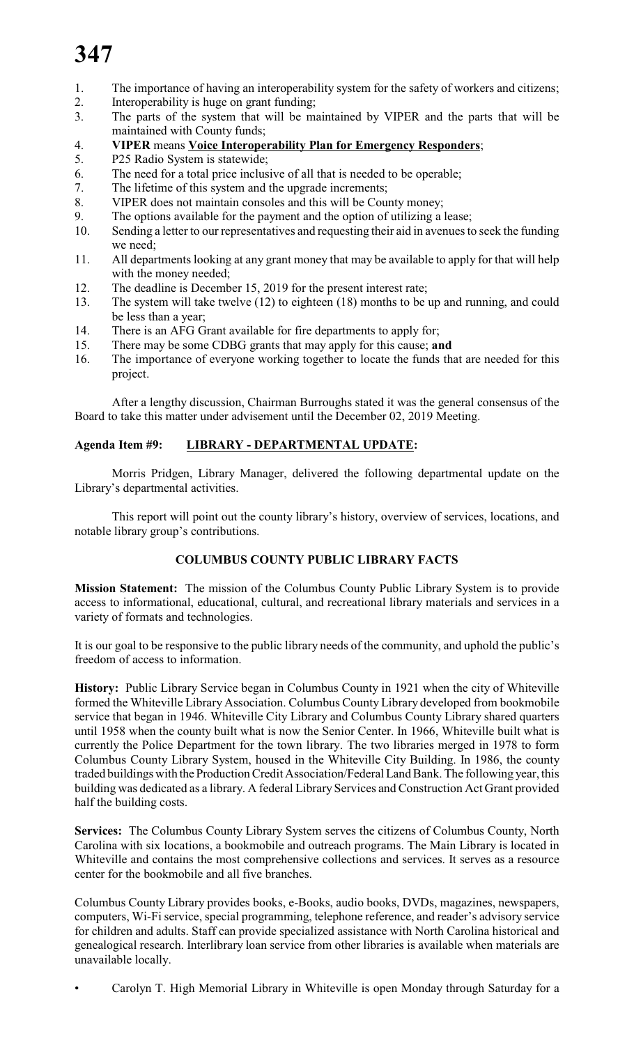1. The importance of having an interoperability system for the safety of workers and citizens;
2. Interoperability is huge on grant funding;
3. The parts of the system that will be maintained by VIPER and the parts that will be maintained with County funds;
4. **VIPER** means **Voice Interoperability Plan for Emergency Responders**;
5. P25 Radio System is statewide;
6. The need for a total price inclusive of all that is needed to be operable;
7. The lifetime of this system and the upgrade increments;
8. VIPER does not maintain consoles and this will be County money;
9. The options available for the payment and the option of utilizing a lease;
10. Sending a letter to our representatives and requesting their aid in avenues to seek the funding we need;
11. All departments looking at any grant money that may be available to apply for that will help with the money needed;
12. The deadline is December 15, 2019 for the present interest rate;
13. The system will take twelve (12) to eighteen (18) months to be up and running, and could be less than a year;
14. There is an AFG Grant available for fire departments to apply for;
15. There may be some CDBG grants that may apply for this cause; **and**
16. The importance of everyone working together to locate the funds that are needed for this project.

After a lengthy discussion, Chairman Burroughs stated it was the general consensus of the Board to take this matter under advisement until the December 02, 2019 Meeting.

**Agenda Item #9: LIBRARY - DEPARTMENTAL UPDATE:**

Morris Pridgen, Library Manager, delivered the following departmental update on the Library's departmental activities.

This report will point out the county library's history, overview of services, locations, and notable library group's contributions.

**COLUMBUS COUNTY PUBLIC LIBRARY FACTS**

**Mission Statement:** The mission of the Columbus County Public Library System is to provide access to informational, educational, cultural, and recreational library materials and services in a variety of formats and technologies.

It is our goal to be responsive to the public library needs of the community, and uphold the public's freedom of access to information.

**History:** Public Library Service began in Columbus County in 1921 when the city of Whiteville formed the Whiteville Library Association. Columbus County Library developed from bookmobile service that began in 1946. Whiteville City Library and Columbus County Library shared quarters until 1958 when the county built what is now the Senior Center. In 1966, Whiteville built what is currently the Police Department for the town library. The two libraries merged in 1978 to form Columbus County Library System, housed in the Whiteville City Building. In 1986, the county traded buildings with the Production Credit Association/Federal Land Bank. The following year, this building was dedicated as a library. A federal Library Services and Construction Act Grant provided half the building costs.

**Services:** The Columbus County Library System serves the citizens of Columbus County, North Carolina with six locations, a bookmobile and outreach programs. The Main Library is located in Whiteville and contains the most comprehensive collections and services. It serves as a resource center for the bookmobile and all five branches.

Columbus County Library provides books, e-Books, audio books, DVDs, magazines, newspapers, computers, Wi-Fi service, special programming, telephone reference, and reader's advisory service for children and adults. Staff can provide specialized assistance with North Carolina historical and genealogical research. Interlibrary loan service from other libraries is available when materials are unavailable locally.

- Carolyn T. High Memorial Library in Whiteville is open Monday through Saturday for a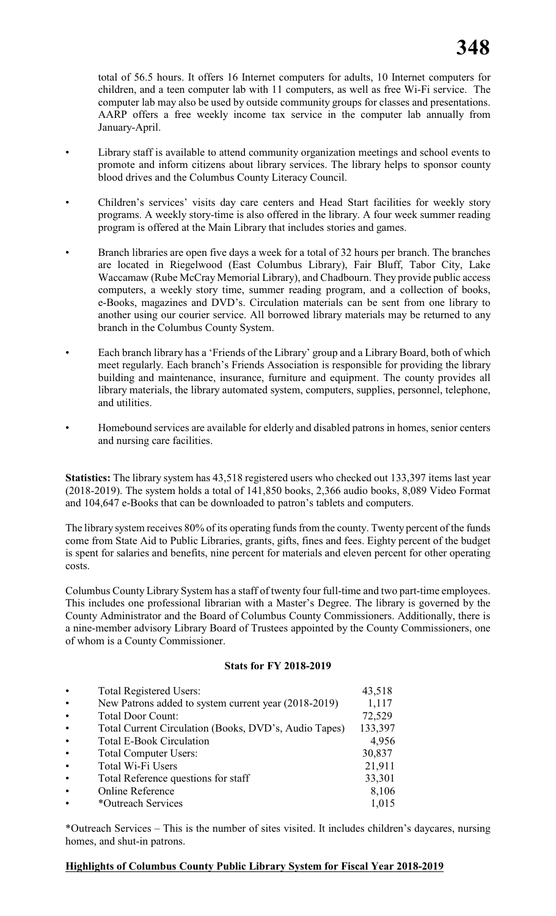total of 56.5 hours. It offers 16 Internet computers for adults, 10 Internet computers for children, and a teen computer lab with 11 computers, as well as free Wi-Fi service. The computer lab may also be used by outside community groups for classes and presentations. AARP offers a free weekly income tax service in the computer lab annually from January-April.

- Library staff is available to attend community organization meetings and school events to promote and inform citizens about library services. The library helps to sponsor county blood drives and the Columbus County Literacy Council.

- Children's services' visits day care centers and Head Start facilities for weekly story programs. A weekly story-time is also offered in the library. A four week summer reading program is offered at the Main Library that includes stories and games.

- Branch libraries are open five days a week for a total of 32 hours per branch. The branches are located in Riegelwood (East Columbus Library), Fair Bluff, Tabor City, Lake Waccamaw (Rube McCray Memorial Library), and Chadbourn. They provide public access computers, a weekly story time, summer reading program, and a collection of books, e-Books, magazines and DVD's. Circulation materials can be sent from one library to another using our courier service. All borrowed library materials may be returned to any branch in the Columbus County System.

- Each branch library has a 'Friends of the Library' group and a Library Board, both of which meet regularly. Each branch's Friends Association is responsible for providing the library building and maintenance, insurance, furniture and equipment. The county provides all library materials, the library automated system, computers, supplies, personnel, telephone, and utilities.

- Homebound services are available for elderly and disabled patrons in homes, senior centers and nursing care facilities.

**Statistics:** The library system has 43,518 registered users who checked out 133,397 items last year (2018-2019). The system holds a total of 141,850 books, 2,366 audio books, 8,089 Video Format and 104,647 e-Books that can be downloaded to patron's tablets and computers.

The library system receives 80% of its operating funds from the county. Twenty percent of the funds come from State Aid to Public Libraries, grants, gifts, fines and fees. Eighty percent of the budget is spent for salaries and benefits, nine percent for materials and eleven percent for other operating costs.

Columbus County Library System has a staff of twenty four full-time and two part-time employees. This includes one professional librarian with a Master's Degree. The library is governed by the County Administrator and the Board of Columbus County Commissioners. Additionally, there is a nine-member advisory Library Board of Trustees appointed by the County Commissioners, one of whom is a County Commissioner.

**Stats for FY 2018-2019**

| | |
|---|---|
| • Total Registered Users: | 43,518 |
| • New Patrons added to system current year (2018-2019) | 1,117 |
| • Total Door Count: | 72,529 |
| • Total Current Circulation (Books, DVD's, Audio Tapes) | 133,397 |
| • Total E-Book Circulation | 4,956 |
| • Total Computer Users: | 30,837 |
| • Total Wi-Fi Users | 21,911 |
| • Total Reference questions for staff | 33,301 |
| • Online Reference | 8,106 |
| • *Outreach Services | 1,015 |

*Outreach Services – This is the number of sites visited. It includes children's daycares, nursing homes, and shut-in patrons.

**Highlights of Columbus County Public Library System for Fiscal Year 2018-2019**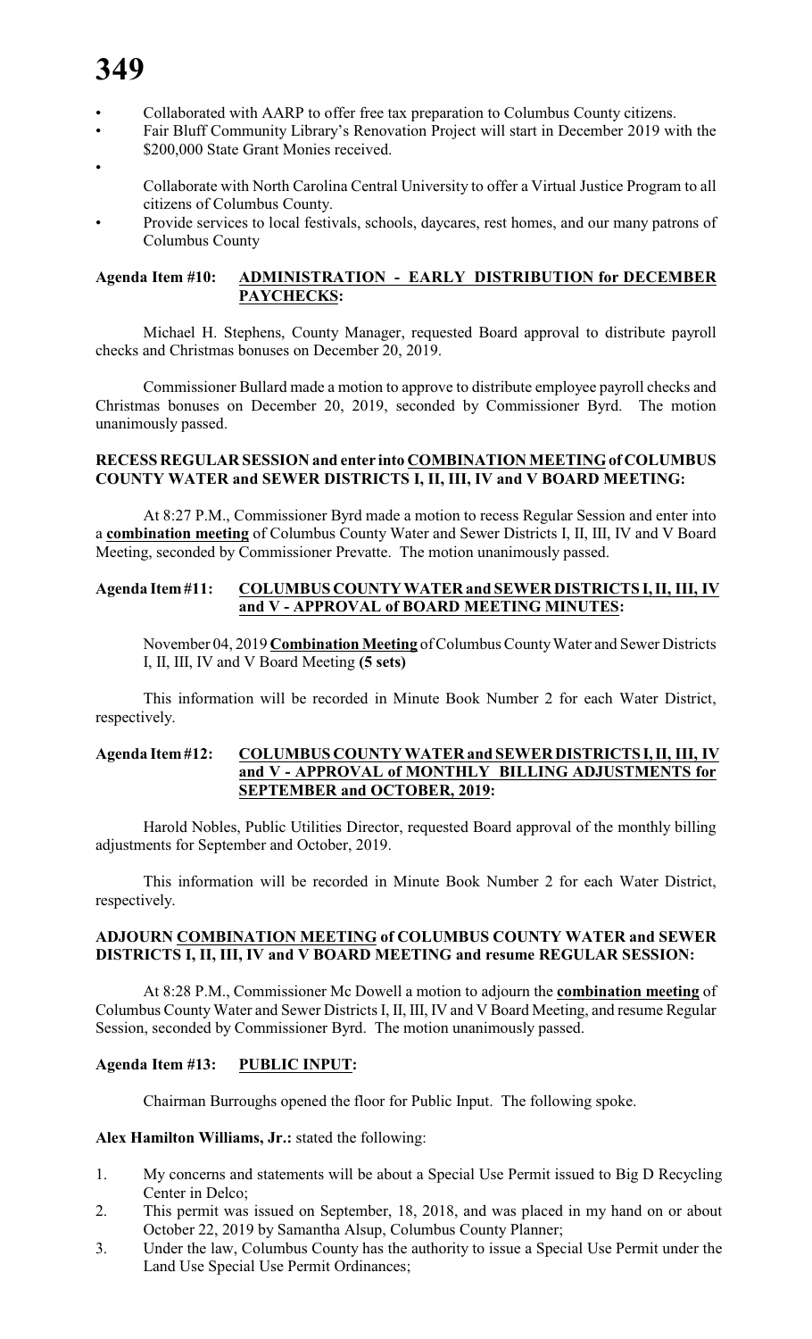- Collaborated with AARP to offer free tax preparation to Columbus County citizens.
- Fair Bluff Community Library's Renovation Project will start in December 2019 with the $200,000 State Grant Monies received.
- Collaborate with North Carolina Central University to offer a Virtual Justice Program to all citizens of Columbus County.
- Provide services to local festivals, schools, daycares, rest homes, and our many patrons of Columbus County

**Agenda Item #10: ADMINISTRATION - EARLY DISTRIBUTION for DECEMBER PAYCHECKS:**

Michael H. Stephens, County Manager, requested Board approval to distribute payroll checks and Christmas bonuses on December 20, 2019.

Commissioner Bullard made a motion to approve to distribute employee payroll checks and Christmas bonuses on December 20, 2019, seconded by Commissioner Byrd. The motion unanimously passed.

**RECESS REGULAR SESSION and enter into COMBINATION MEETING of COLUMBUS COUNTY WATER and SEWER DISTRICTS I, II, III, IV and V BOARD MEETING:**

At 8:27 P.M., Commissioner Byrd made a motion to recess Regular Session and enter into a **combination meeting** of Columbus County Water and Sewer Districts I, II, III, IV and V Board Meeting, seconded by Commissioner Prevatte. The motion unanimously passed.

**Agenda Item #11: COLUMBUS COUNTY WATER and SEWER DISTRICTS I, II, III, IV and V - APPROVAL of BOARD MEETING MINUTES:**

November 04, 2019 **Combination Meeting** of Columbus County Water and Sewer Districts I, II, III, IV and V Board Meeting **(5 sets)**

This information will be recorded in Minute Book Number 2 for each Water District, respectively.

**Agenda Item #12: COLUMBUS COUNTY WATER and SEWER DISTRICTS I, II, III, IV and V - APPROVAL of MONTHLY BILLING ADJUSTMENTS for SEPTEMBER and OCTOBER, 2019:**

Harold Nobles, Public Utilities Director, requested Board approval of the monthly billing adjustments for September and October, 2019.

This information will be recorded in Minute Book Number 2 for each Water District, respectively.

**ADJOURN COMBINATION MEETING of COLUMBUS COUNTY WATER and SEWER DISTRICTS I, II, III, IV and V BOARD MEETING and resume REGULAR SESSION:**

At 8:28 P.M., Commissioner Mc Dowell a motion to adjourn the **combination meeting** of Columbus County Water and Sewer Districts I, II, III, IV and V Board Meeting, and resume Regular Session, seconded by Commissioner Byrd. The motion unanimously passed.

**Agenda Item #13: PUBLIC INPUT:**

Chairman Burroughs opened the floor for Public Input. The following spoke.

**Alex Hamilton Williams, Jr.:** stated the following:

1. My concerns and statements will be about a Special Use Permit issued to Big D Recycling Center in Delco;
2. This permit was issued on September, 18, 2018, and was placed in my hand on or about October 22, 2019 by Samantha Alsup, Columbus County Planner;
3. Under the law, Columbus County has the authority to issue a Special Use Permit under the Land Use Special Use Permit Ordinances;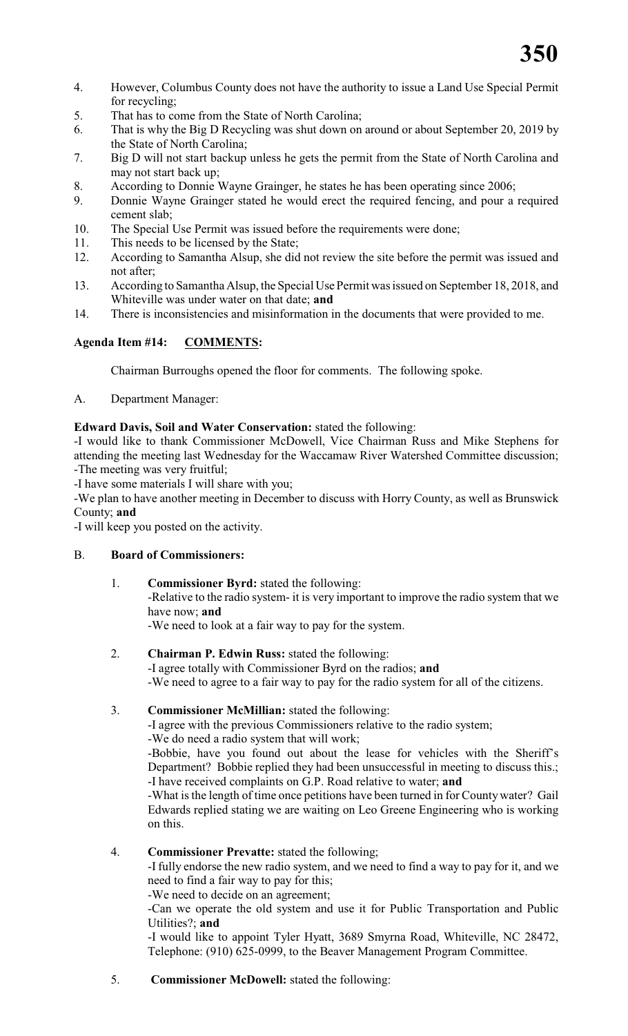4. However, Columbus County does not have the authority to issue a Land Use Special Permit for recycling;
5. That has to come from the State of North Carolina;
6. That is why the Big D Recycling was shut down on around or about September 20, 2019 by the State of North Carolina;
7. Big D will not start backup unless he gets the permit from the State of North Carolina and may not start back up;
8. According to Donnie Wayne Grainger, he states he has been operating since 2006;
9. Donnie Wayne Grainger stated he would erect the required fencing, and pour a required cement slab;
10. The Special Use Permit was issued before the requirements were done;
11. This needs to be licensed by the State;
12. According to Samantha Alsup, she did not review the site before the permit was issued and not after;
13. According to Samantha Alsup, the Special Use Permit was issued on September 18, 2018, and Whiteville was under water on that date; **and**
14. There is inconsistencies and misinformation in the documents that were provided to me.

**Agenda Item #14: COMMENTS:**

Chairman Burroughs opened the floor for comments. The following spoke.

A. Department Manager:

**Edward Davis, Soil and Water Conservation:** stated the following:
-I would like to thank Commissioner McDowell, Vice Chairman Russ and Mike Stephens for attending the meeting last Wednesday for the Waccamaw River Watershed Committee discussion;
-The meeting was very fruitful;
-I have some materials I will share with you;
-We plan to have another meeting in December to discuss with Horry County, as well as Brunswick County; **and**
-I will keep you posted on the activity.

B. **Board of Commissioners:**

1. **Commissioner Byrd:** stated the following:
   -Relative to the radio system- it is very important to improve the radio system that we have now; **and**
   -We need to look at a fair way to pay for the system.

2. **Chairman P. Edwin Russ:** stated the following:
   -I agree totally with Commissioner Byrd on the radios; **and**
   -We need to agree to a fair way to pay for the radio system for all of the citizens.

3. **Commissioner McMillian:** stated the following:
   -I agree with the previous Commissioners relative to the radio system;
   -We do need a radio system that will work;
   -Bobbie, have you found out about the lease for vehicles with the Sheriff's Department? Bobbie replied they had been unsuccessful in meeting to discuss this.;
   -I have received complaints on G.P. Road relative to water; **and**
   -What is the length of time once petitions have been turned in for County water? Gail Edwards replied stating we are waiting on Leo Greene Engineering who is working on this.

4. **Commissioner Prevatte:** stated the following;
   -I fully endorse the new radio system, and we need to find a way to pay for it, and we need to find a fair way to pay for this;
   -We need to decide on an agreement;
   -Can we operate the old system and use it for Public Transportation and Public Utilities?; **and**
   -I would like to appoint Tyler Hyatt, 3689 Smyrna Road, Whiteville, NC 28472, Telephone: (910) 625-0999, to the Beaver Management Program Committee.

5. **Commissioner McDowell:** stated the following: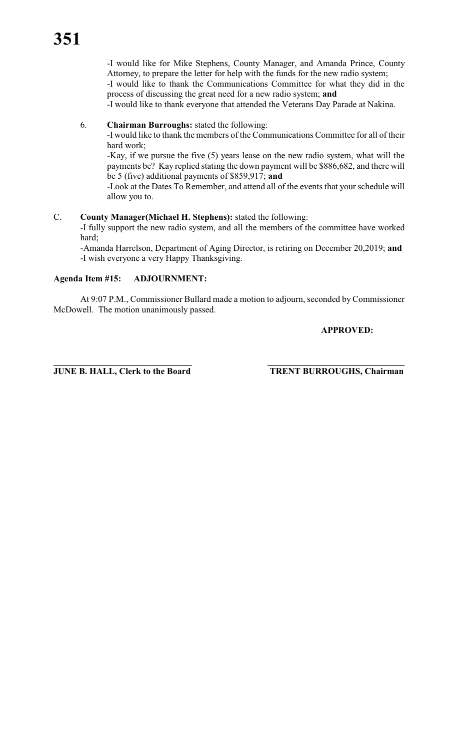-I would like for Mike Stephens, County Manager, and Amanda Prince, County Attorney, to prepare the letter for help with the funds for the new radio system;
-I would like to thank the Communications Committee for what they did in the process of discussing the great need for a new radio system; **and**
-I would like to thank everyone that attended the Veterans Day Parade at Nakina.

6. **Chairman Burroughs:** stated the following:
   -I would like to thank the members of the Communications Committee for all of their hard work;
   -Kay, if we pursue the five (5) years lease on the new radio system, what will the payments be? Kay replied stating the down payment will be $886,682, and there will be 5 (five) additional payments of $859,917; **and**
   -Look at the Dates To Remember, and attend all of the events that your schedule will allow you to.

C. **County Manager(Michael H. Stephens):** stated the following:
-I fully support the new radio system, and all the members of the committee have worked hard;
-Amanda Harrelson, Department of Aging Director, is retiring on December 20,2019; **and**
-I wish everyone a very Happy Thanksgiving.

**Agenda Item #15: ADJOURNMENT:**

At 9:07 P.M., Commissioner Bullard made a motion to adjourn, seconded by Commissioner McDowell. The motion unanimously passed.

**APPROVED:**

**JUNE B. HALL, Clerk to the Board** **TRENT BURROUGHS, Chairman**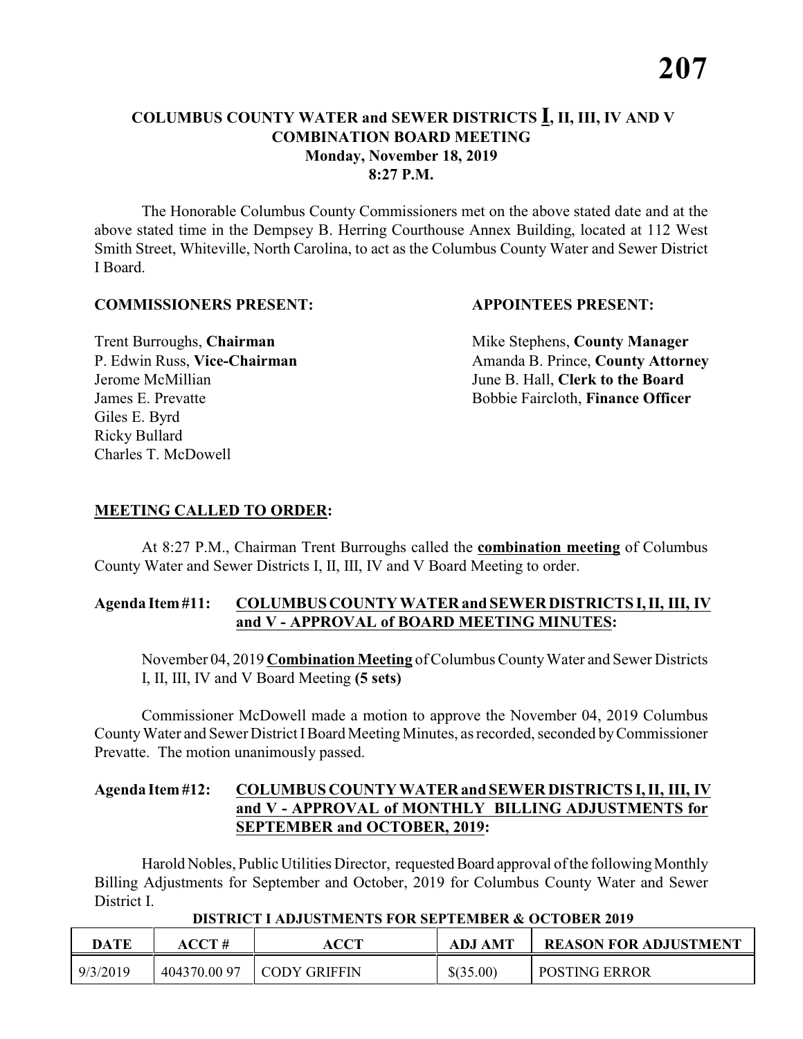# COLUMBUS COUNTY WATER and SEWER DISTRICTS **I**, II, III, IV AND V COMBINATION BOARD MEETING
## Monday, November 18, 2019
## 8:27 P.M.

The Honorable Columbus County Commissioners met on the above stated date and at the above stated time in the Dempsey B. Herring Courthouse Annex Building, located at 112 West Smith Street, Whiteville, North Carolina, to act as the Columbus County Water and Sewer District I Board.

**COMMISSIONERS PRESENT:**

Trent Burroughs, **Chairman**
P. Edwin Russ, **Vice-Chairman**
Jerome McMillian
James E. Prevatte
Giles E. Byrd
Ricky Bullard
Charles T. McDowell

**APPOINTEES PRESENT:**

Mike Stephens, **County Manager**
Amanda B. Prince, **County Attorney**
June B. Hall, **Clerk to the Board**
Bobbie Faircloth, **Finance Officer**

**MEETING CALLED TO ORDER:**

At 8:27 P.M., Chairman Trent Burroughs called the **combination meeting** of Columbus County Water and Sewer Districts I, II, III, IV and V Board Meeting to order.

**Agenda Item #11: COLUMBUS COUNTY WATER and SEWER DISTRICTS I, II, III, IV and V - APPROVAL of BOARD MEETING MINUTES:**

November 04, 2019 **Combination Meeting** of Columbus County Water and Sewer Districts I, II, III, IV and V Board Meeting **(5 sets)**

Commissioner McDowell made a motion to approve the November 04, 2019 Columbus County Water and Sewer District I Board Meeting Minutes, as recorded, seconded by Commissioner Prevatte. The motion unanimously passed.

**Agenda Item #12: COLUMBUS COUNTY WATER and SEWER DISTRICTS I, II, III, IV and V - APPROVAL of MONTHLY BILLING ADJUSTMENTS for SEPTEMBER and OCTOBER, 2019:**

Harold Nobles, Public Utilities Director, requested Board approval of the following Monthly Billing Adjustments for September and October, 2019 for Columbus County Water and Sewer District I.

**DISTRICT I ADJUSTMENTS FOR SEPTEMBER & OCTOBER 2019**

| DATE | ACCT # | ACCT | ADJ AMT | REASON FOR ADJUSTMENT |
|---|---|---|---|---|
| 9/3/2019 | 404370.00 97 | CODY GRIFFIN | $(35.00) | POSTING ERROR |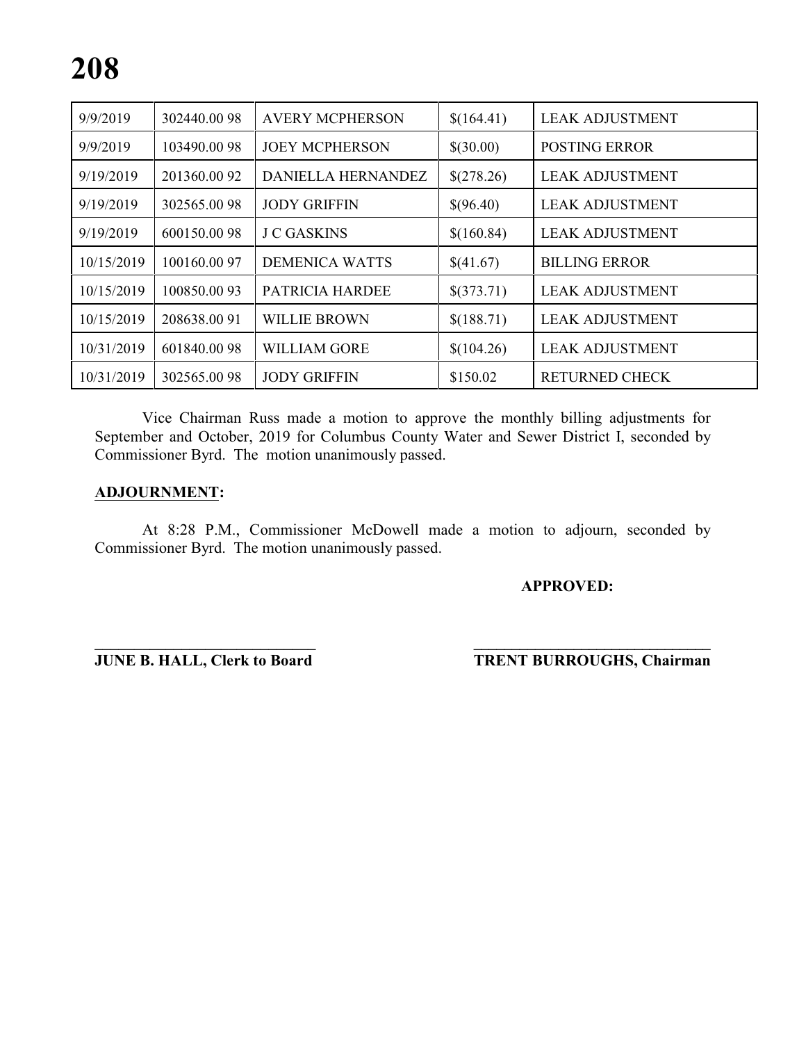| 9/9/2019 | 302440.00 98 | AVERY MCPHERSON | $(164.41) | LEAK ADJUSTMENT |
|---|---|---|---|---|
| 9/9/2019 | 103490.00 98 | JOEY MCPHERSON | $(30.00) | POSTING ERROR |
| 9/19/2019 | 201360.00 92 | DANIELLA HERNANDEZ | $(278.26) | LEAK ADJUSTMENT |
| 9/19/2019 | 302565.00 98 | JODY GRIFFIN | $(96.40) | LEAK ADJUSTMENT |
| 9/19/2019 | 600150.00 98 | J C GASKINS | $(160.84) | LEAK ADJUSTMENT |
| 10/15/2019 | 100160.00 97 | DEMENICA WATTS | $(41.67) | BILLING ERROR |
| 10/15/2019 | 100850.00 93 | PATRICIA HARDEE | $(373.71) | LEAK ADJUSTMENT |
| 10/15/2019 | 208638.00 91 | WILLIE BROWN | $(188.71) | LEAK ADJUSTMENT |
| 10/31/2019 | 601840.00 98 | WILLIAM GORE | $(104.26) | LEAK ADJUSTMENT |
| 10/31/2019 | 302565.00 98 | JODY GRIFFIN | $150.02 | RETURNED CHECK |

Vice Chairman Russ made a motion to approve the monthly billing adjustments for September and October, 2019 for Columbus County Water and Sewer District I, seconded by Commissioner Byrd. The motion unanimously passed.

**ADJOURNMENT:**

At 8:28 P.M., Commissioner McDowell made a motion to adjourn, seconded by Commissioner Byrd. The motion unanimously passed.

**APPROVED:**

**\_\_\_\_\_\_\_\_\_\_\_\_\_\_\_\_\_\_\_\_\_\_\_\_\_\_\_\_\_\_**
**JUNE B. HALL, Clerk to Board**

**\_\_\_\_\_\_\_\_\_\_\_\_\_\_\_\_\_\_\_\_\_\_\_\_\_\_\_\_\_\_\_\_\_\_**
**TRENT BURROUGHS, Chairman**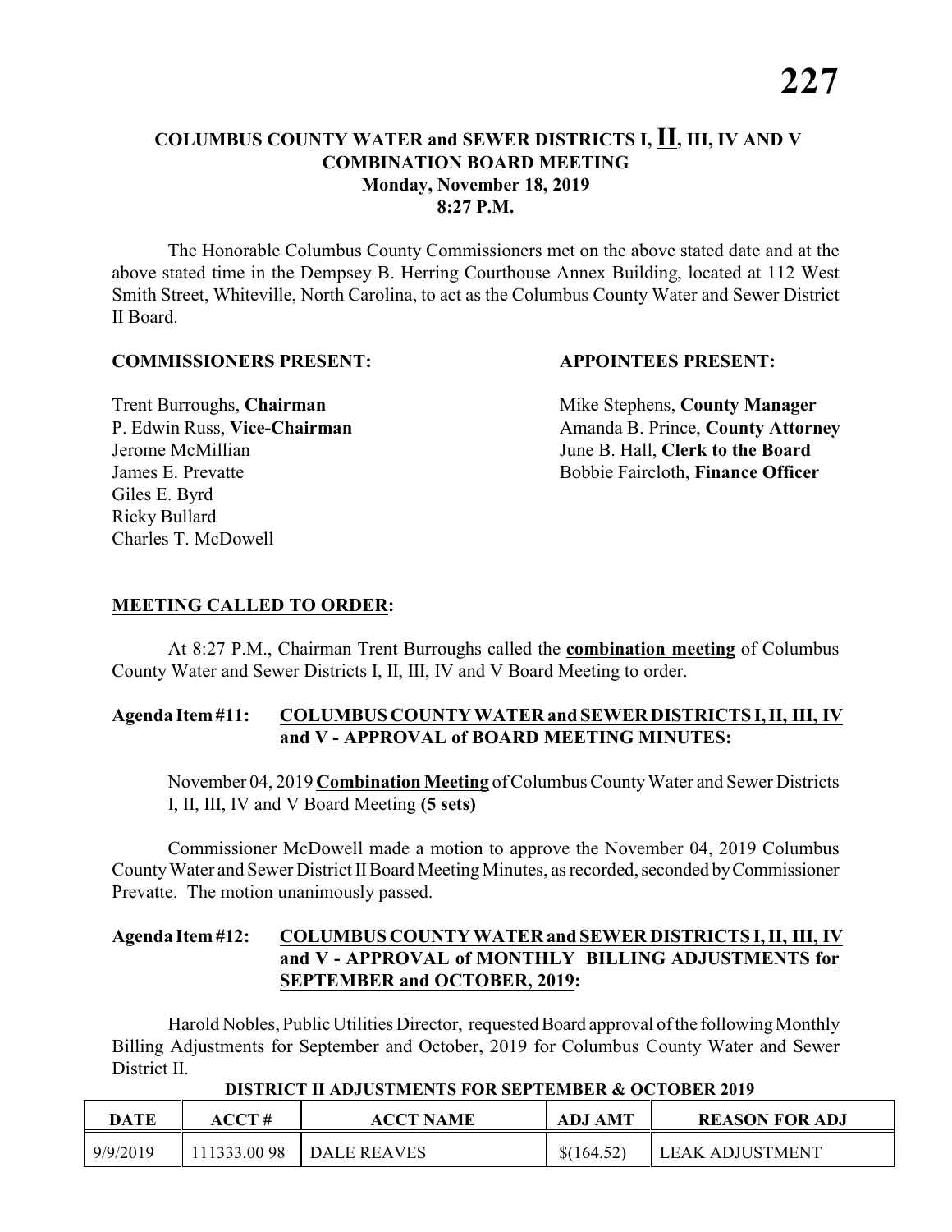# COLUMBUS COUNTY WATER and SEWER DISTRICTS I, II, III, IV AND V COMBINATION BOARD MEETING

**Monday, November 18, 2019**
**8:27 P.M.**

The Honorable Columbus County Commissioners met on the above stated date and at the above stated time in the Dempsey B. Herring Courthouse Annex Building, located at 112 West Smith Street, Whiteville, North Carolina, to act as the Columbus County Water and Sewer District II Board.

**COMMISSIONERS PRESENT:**

Trent Burroughs, **Chairman**
P. Edwin Russ, **Vice-Chairman**
Jerome McMillian
James E. Prevatte
Giles E. Byrd
Ricky Bullard
Charles T. McDowell

**APPOINTEES PRESENT:**

Mike Stephens, **County Manager**
Amanda B. Prince, **County Attorney**
June B. Hall, **Clerk to the Board**
Bobbie Faircloth, **Finance Officer**

## MEETING CALLED TO ORDER:

At 8:27 P.M., Chairman Trent Burroughs called the **combination meeting** of Columbus County Water and Sewer Districts I, II, III, IV and V Board Meeting to order.

## Agenda Item #11: COLUMBUS COUNTY WATER and SEWER DISTRICTS I, II, III, IV and V - APPROVAL of BOARD MEETING MINUTES:

November 04, 2019 **Combination Meeting** of Columbus County Water and Sewer Districts I, II, III, IV and V Board Meeting **(5 sets)**

Commissioner McDowell made a motion to approve the November 04, 2019 Columbus County Water and Sewer District II Board Meeting Minutes, as recorded, seconded by Commissioner Prevatte. The motion unanimously passed.

## Agenda Item #12: COLUMBUS COUNTY WATER and SEWER DISTRICTS I, II, III, IV and V - APPROVAL of MONTHLY BILLING ADJUSTMENTS for SEPTEMBER and OCTOBER, 2019:

Harold Nobles, Public Utilities Director, requested Board approval of the following Monthly Billing Adjustments for September and October, 2019 for Columbus County Water and Sewer District II.

**DISTRICT II ADJUSTMENTS FOR SEPTEMBER & OCTOBER 2019**

| DATE | ACCT # | ACCT NAME | ADJ AMT | REASON FOR ADJ |
|---|---|---|---|---|
| 9/9/2019 | 111333.00 98 | DALE REAVES | $(164.52) | LEAK ADJUSTMENT |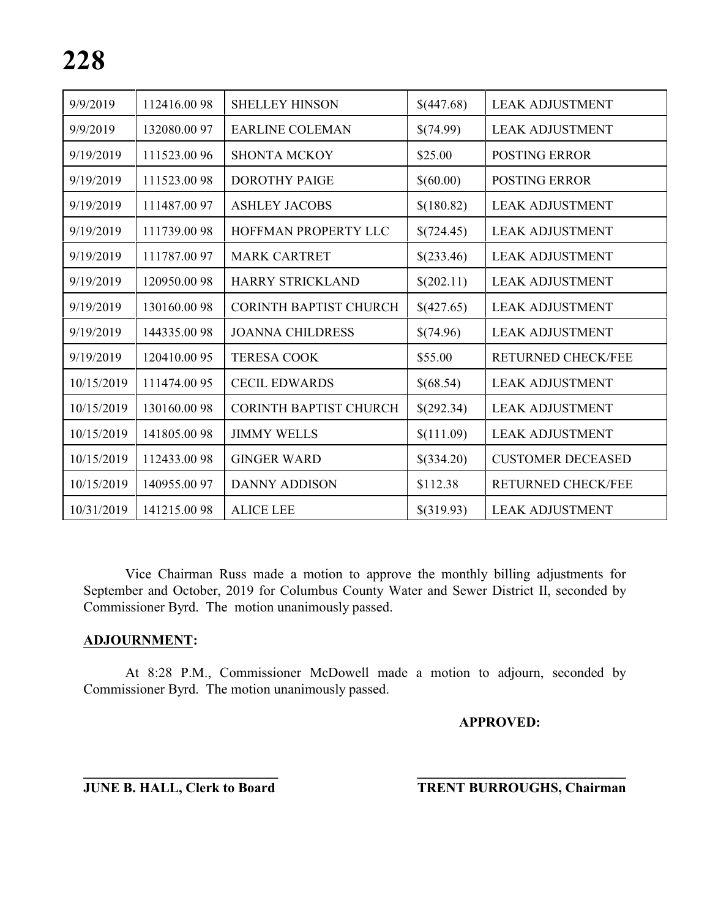| 9/9/2019 | 112416.00 98 | SHELLEY HINSON | $(447.68) | LEAK ADJUSTMENT |
|---|---|---|---|---|
| 9/9/2019 | 132080.00 97 | EARLINE COLEMAN | $(74.99) | LEAK ADJUSTMENT |
| 9/19/2019 | 111523.00 96 | SHONTA MCKOY | $25.00 | POSTING ERROR |
| 9/19/2019 | 111523.00 98 | DOROTHY PAIGE | $(60.00) | POSTING ERROR |
| 9/19/2019 | 111487.00 97 | ASHLEY JACOBS | $(180.82) | LEAK ADJUSTMENT |
| 9/19/2019 | 111739.00 98 | HOFFMAN PROPERTY LLC | $(724.45) | LEAK ADJUSTMENT |
| 9/19/2019 | 111787.00 97 | MARK CARTRET | $(233.46) | LEAK ADJUSTMENT |
| 9/19/2019 | 120950.00 98 | HARRY STRICKLAND | $(202.11) | LEAK ADJUSTMENT |
| 9/19/2019 | 130160.00 98 | CORINTH BAPTIST CHURCH | $(427.65) | LEAK ADJUSTMENT |
| 9/19/2019 | 144335.00 98 | JOANNA CHILDRESS | $(74.96) | LEAK ADJUSTMENT |
| 9/19/2019 | 120410.00 95 | TERESA COOK | $55.00 | RETURNED CHECK/FEE |
| 10/15/2019 | 111474.00 95 | CECIL EDWARDS | $(68.54) | LEAK ADJUSTMENT |
| 10/15/2019 | 130160.00 98 | CORINTH BAPTIST CHURCH | $(292.34) | LEAK ADJUSTMENT |
| 10/15/2019 | 141805.00 98 | JIMMY WELLS | $(111.09) | LEAK ADJUSTMENT |
| 10/15/2019 | 112433.00 98 | GINGER WARD | $(334.20) | CUSTOMER DECEASED |
| 10/15/2019 | 140955.00 97 | DANNY ADDISON | $112.38 | RETURNED CHECK/FEE |
| 10/31/2019 | 141215.00 98 | ALICE LEE | $(319.93) | LEAK ADJUSTMENT |

Vice Chairman Russ made a motion to approve the monthly billing adjustments for September and October, 2019 for Columbus County Water and Sewer District II, seconded by Commissioner Byrd. The motion unanimously passed.

**ADJOURNMENT:**

At 8:28 P.M., Commissioner McDowell made a motion to adjourn, seconded by Commissioner Byrd. The motion unanimously passed.

**APPROVED:**

**______________________________ JUNE B. HALL, Clerk to Board**

**______________________________ TRENT BURROUGHS, Chairman**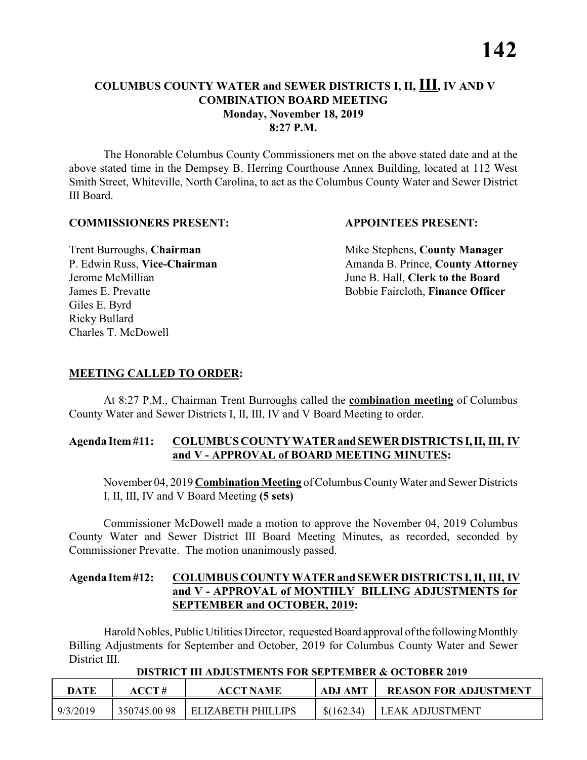## COLUMBUS COUNTY WATER and SEWER DISTRICTS I, II, III, IV AND V COMBINATION BOARD MEETING

**Monday, November 18, 2019**
**8:27 P.M.**

The Honorable Columbus County Commissioners met on the above stated date and at the above stated time in the Dempsey B. Herring Courthouse Annex Building, located at 112 West Smith Street, Whiteville, North Carolina, to act as the Columbus County Water and Sewer District III Board.

**COMMISSIONERS PRESENT:**

Trent Burroughs, **Chairman**
P. Edwin Russ, **Vice-Chairman**
Jerome McMillian
James E. Prevatte
Giles E. Byrd
Ricky Bullard
Charles T. McDowell

**APPOINTEES PRESENT:**

Mike Stephens, **County Manager**
Amanda B. Prince, **County Attorney**
June B. Hall, **Clerk to the Board**
Bobbie Faircloth, **Finance Officer**

**MEETING CALLED TO ORDER:**

At 8:27 P.M., Chairman Trent Burroughs called the **combination meeting** of Columbus County Water and Sewer Districts I, II, III, IV and V Board Meeting to order.

**Agenda Item #11: COLUMBUS COUNTY WATER and SEWER DISTRICTS I, II, III, IV and V - APPROVAL of BOARD MEETING MINUTES:**

November 04, 2019 **Combination Meeting** of Columbus County Water and Sewer Districts I, II, III, IV and V Board Meeting **(5 sets)**

Commissioner McDowell made a motion to approve the November 04, 2019 Columbus County Water and Sewer District III Board Meeting Minutes, as recorded, seconded by Commissioner Prevatte. The motion unanimously passed.

**Agenda Item #12: COLUMBUS COUNTY WATER and SEWER DISTRICTS I, II, III, IV and V - APPROVAL of MONTHLY BILLING ADJUSTMENTS for SEPTEMBER and OCTOBER, 2019:**

Harold Nobles, Public Utilities Director, requested Board approval of the following Monthly Billing Adjustments for September and October, 2019 for Columbus County Water and Sewer District III.

**DISTRICT III ADJUSTMENTS FOR SEPTEMBER & OCTOBER 2019**

| DATE | ACCT # | ACCT NAME | ADJ AMT | REASON FOR ADJUSTMENT |
|---|---|---|---|---|
| 9/3/2019 | 350745.00 98 | ELIZABETH PHILLIPS | $(162.34) | LEAK ADJUSTMENT |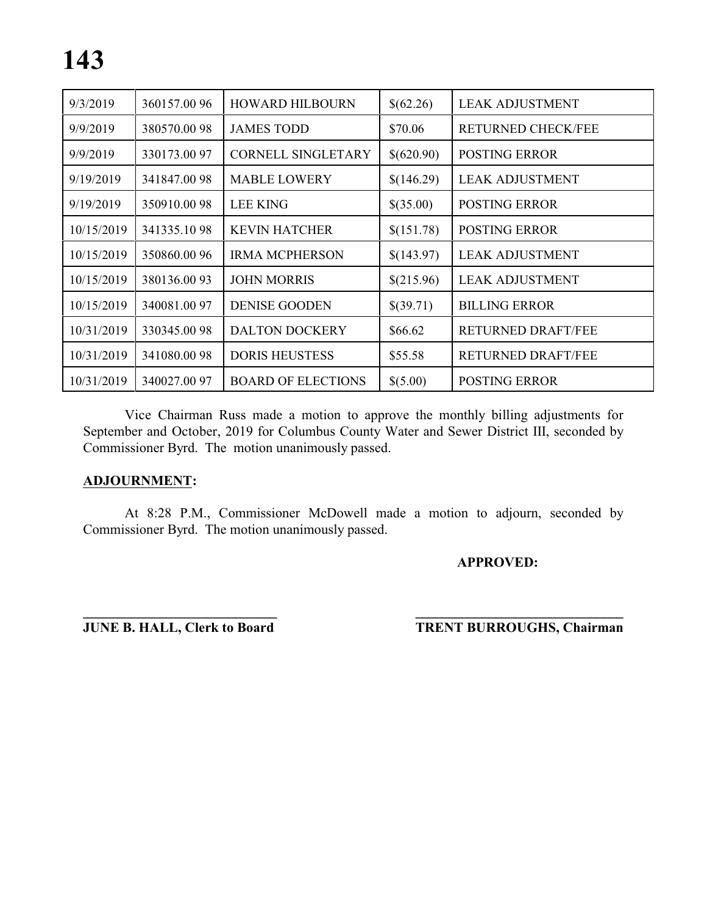| | | | | |
|---|---|---|---|---|
| 9/3/2019 | 360157.00 96 | HOWARD HILBOURN | $(62.26) | LEAK ADJUSTMENT |
| 9/9/2019 | 380570.00 98 | JAMES TODD | $70.06 | RETURNED CHECK/FEE |
| 9/9/2019 | 330173.00 97 | CORNELL SINGLETARY | $(620.90) | POSTING ERROR |
| 9/19/2019 | 341847.00 98 | MABLE LOWERY | $(146.29) | LEAK ADJUSTMENT |
| 9/19/2019 | 350910.00 98 | LEE KING | $(35.00) | POSTING ERROR |
| 10/15/2019 | 341335.10 98 | KEVIN HATCHER | $(151.78) | POSTING ERROR |
| 10/15/2019 | 350860.00 96 | IRMA MCPHERSON | $(143.97) | LEAK ADJUSTMENT |
| 10/15/2019 | 380136.00 93 | JOHN MORRIS | $(215.96) | LEAK ADJUSTMENT |
| 10/15/2019 | 340081.00 97 | DENISE GOODEN | $(39.71) | BILLING ERROR |
| 10/31/2019 | 330345.00 98 | DALTON DOCKERY | $66.62 | RETURNED DRAFT/FEE |
| 10/31/2019 | 341080.00 98 | DORIS HEUSTESS | $55.58 | RETURNED DRAFT/FEE |
| 10/31/2019 | 340027.00 97 | BOARD OF ELECTIONS | $(5.00) | POSTING ERROR |

Vice Chairman Russ made a motion to approve the monthly billing adjustments for September and October, 2019 for Columbus County Water and Sewer District III, seconded by Commissioner Byrd. The motion unanimously passed.

**ADJOURNMENT:**

At 8:28 P.M., Commissioner McDowell made a motion to adjourn, seconded by Commissioner Byrd. The motion unanimously passed.

**APPROVED:**

**\_\_\_\_\_\_\_\_\_\_\_\_\_\_\_\_\_\_\_\_\_\_\_\_\_\_\_\_\_\_**
**JUNE B. HALL, Clerk to Board**

**\_\_\_\_\_\_\_\_\_\_\_\_\_\_\_\_\_\_\_\_\_\_\_\_\_\_\_\_\_\_**
**TRENT BURROUGHS, Chairman**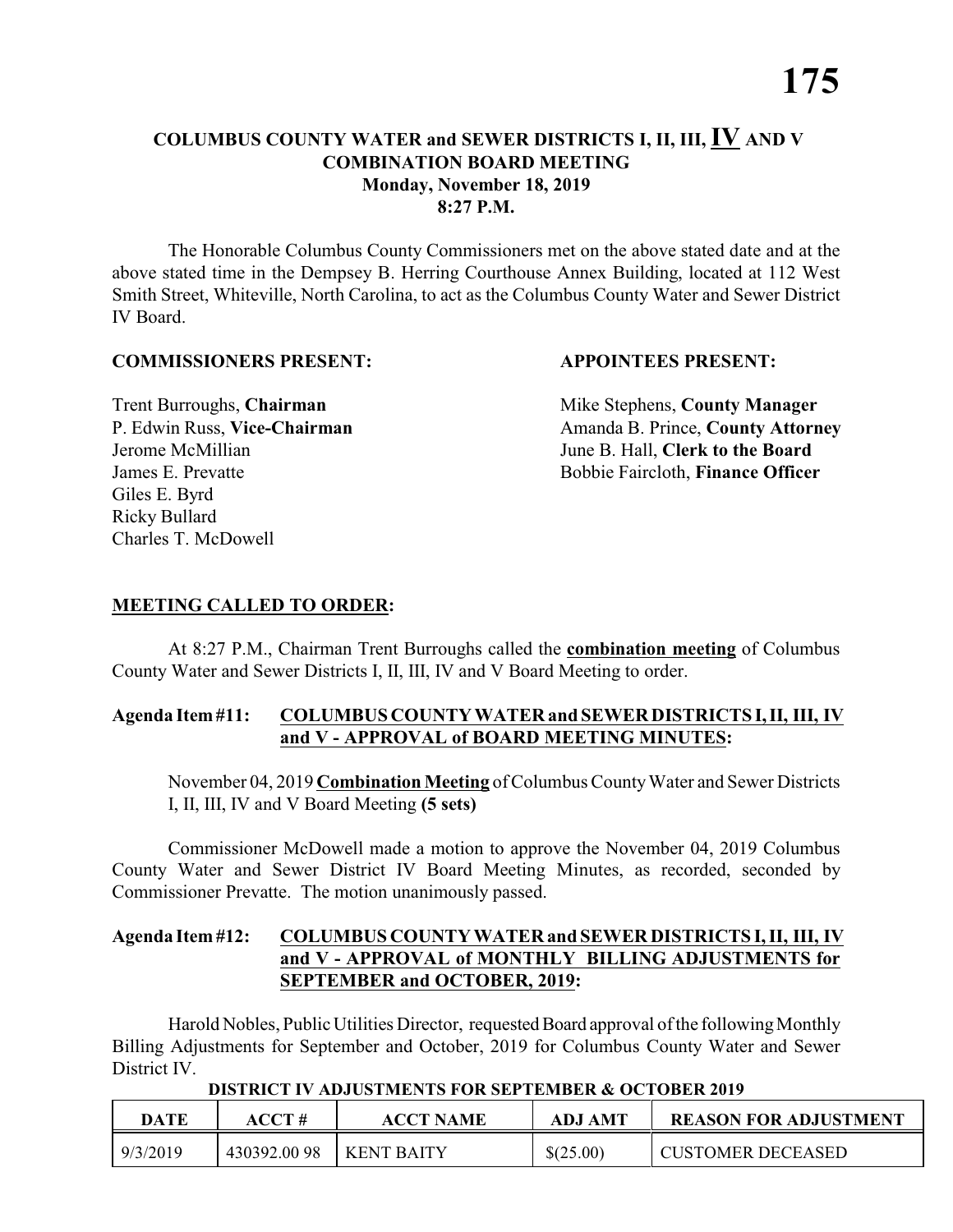# COLUMBUS COUNTY WATER and SEWER DISTRICTS I, II, III, IV AND V
## COMBINATION BOARD MEETING
### Monday, November 18, 2019
### 8:27 P.M.

The Honorable Columbus County Commissioners met on the above stated date and at the above stated time in the Dempsey B. Herring Courthouse Annex Building, located at 112 West Smith Street, Whiteville, North Carolina, to act as the Columbus County Water and Sewer District IV Board.

**COMMISSIONERS PRESENT:**

Trent Burroughs, **Chairman**
P. Edwin Russ, **Vice-Chairman**
Jerome McMillian
James E. Prevatte
Giles E. Byrd
Ricky Bullard
Charles T. McDowell

**APPOINTEES PRESENT:**

Mike Stephens, **County Manager**
Amanda B. Prince, **County Attorney**
June B. Hall, **Clerk to the Board**
Bobbie Faircloth, **Finance Officer**

**MEETING CALLED TO ORDER:**

At 8:27 P.M., Chairman Trent Burroughs called the **combination meeting** of Columbus County Water and Sewer Districts I, II, III, IV and V Board Meeting to order.

**Agenda Item #11: COLUMBUS COUNTY WATER and SEWER DISTRICTS I, II, III, IV and V - APPROVAL of BOARD MEETING MINUTES:**

November 04, 2019 **Combination Meeting** of Columbus County Water and Sewer Districts I, II, III, IV and V Board Meeting **(5 sets)**

Commissioner McDowell made a motion to approve the November 04, 2019 Columbus County Water and Sewer District IV Board Meeting Minutes, as recorded, seconded by Commissioner Prevatte. The motion unanimously passed.

**Agenda Item #12: COLUMBUS COUNTY WATER and SEWER DISTRICTS I, II, III, IV and V - APPROVAL of MONTHLY BILLING ADJUSTMENTS for SEPTEMBER and OCTOBER, 2019:**

Harold Nobles, Public Utilities Director, requested Board approval of the following Monthly Billing Adjustments for September and October, 2019 for Columbus County Water and Sewer District IV.

**DISTRICT IV ADJUSTMENTS FOR SEPTEMBER & OCTOBER 2019**

| DATE | ACCT # | ACCT NAME | ADJ AMT | REASON FOR ADJUSTMENT |
|---|---|---|---|---|
| 9/3/2019 | 430392.00 98 | KENT BAITY | $(25.00) | CUSTOMER DECEASED |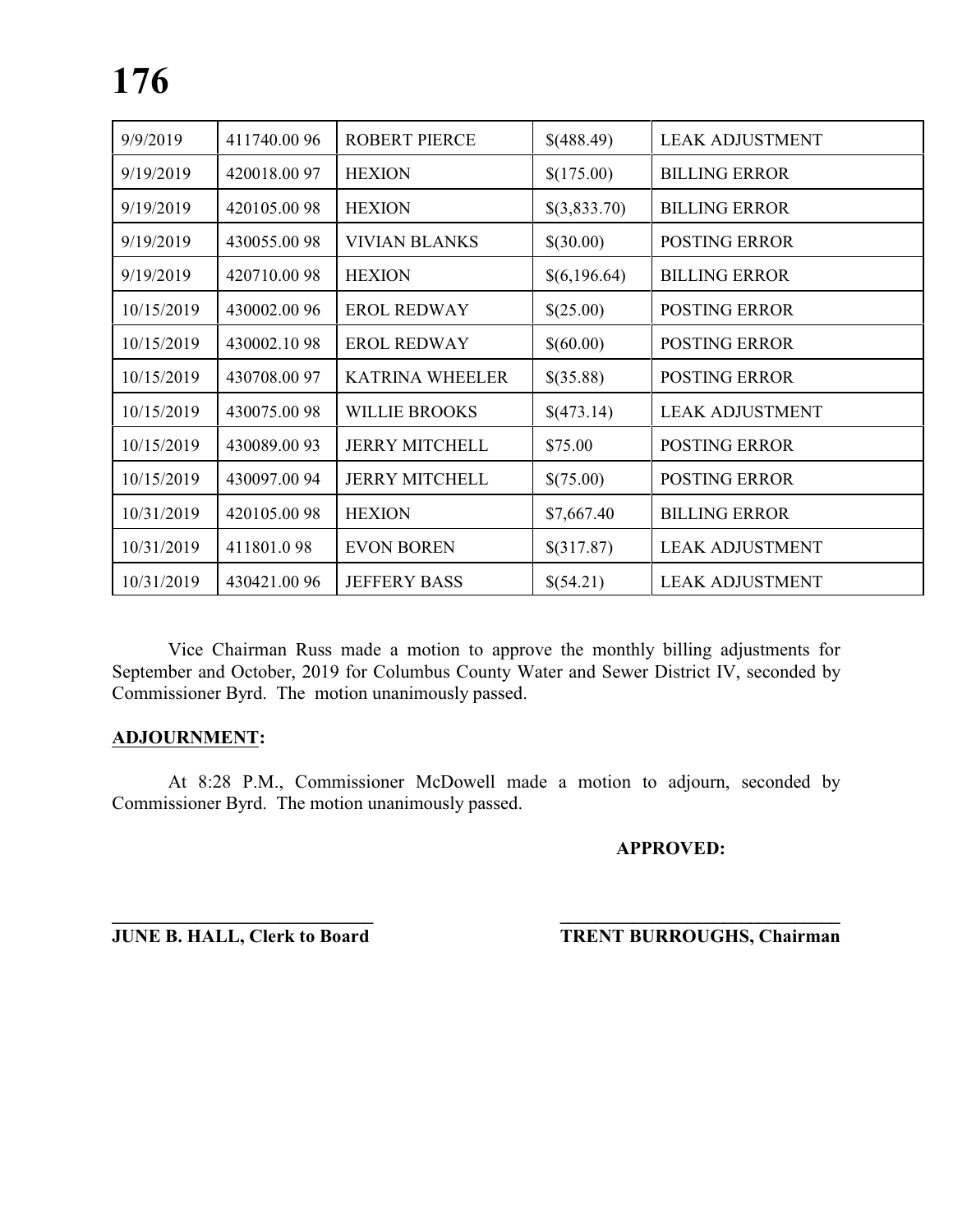| 9/9/2019 | 411740.00 96 | ROBERT PIERCE | $(488.49) | LEAK ADJUSTMENT |
|---|---|---|---|---|
| 9/19/2019 | 420018.00 97 | HEXION | $(175.00) | BILLING ERROR |
| 9/19/2019 | 420105.00 98 | HEXION | $(3,833.70) | BILLING ERROR |
| 9/19/2019 | 430055.00 98 | VIVIAN BLANKS | $(30.00) | POSTING ERROR |
| 9/19/2019 | 420710.00 98 | HEXION | $(6,196.64) | BILLING ERROR |
| 10/15/2019 | 430002.00 96 | EROL REDWAY | $(25.00) | POSTING ERROR |
| 10/15/2019 | 430002.10 98 | EROL REDWAY | $(60.00) | POSTING ERROR |
| 10/15/2019 | 430708.00 97 | KATRINA WHEELER | $(35.88) | POSTING ERROR |
| 10/15/2019 | 430075.00 98 | WILLIE BROOKS | $(473.14) | LEAK ADJUSTMENT |
| 10/15/2019 | 430089.00 93 | JERRY MITCHELL | $75.00 | POSTING ERROR |
| 10/15/2019 | 430097.00 94 | JERRY MITCHELL | $(75.00) | POSTING ERROR |
| 10/31/2019 | 420105.00 98 | HEXION | $7,667.40 | BILLING ERROR |
| 10/31/2019 | 411801.0 98 | EVON BOREN | $(317.87) | LEAK ADJUSTMENT |
| 10/31/2019 | 430421.00 96 | JEFFERY BASS | $(54.21) | LEAK ADJUSTMENT |

Vice Chairman Russ made a motion to approve the monthly billing adjustments for September and October, 2019 for Columbus County Water and Sewer District IV, seconded by Commissioner Byrd. The motion unanimously passed.

**ADJOURNMENT:**

At 8:28 P.M., Commissioner McDowell made a motion to adjourn, seconded by Commissioner Byrd. The motion unanimously passed.

**APPROVED:**

**JUNE B. HALL, Clerk to Board** **TRENT BURROUGHS, Chairman**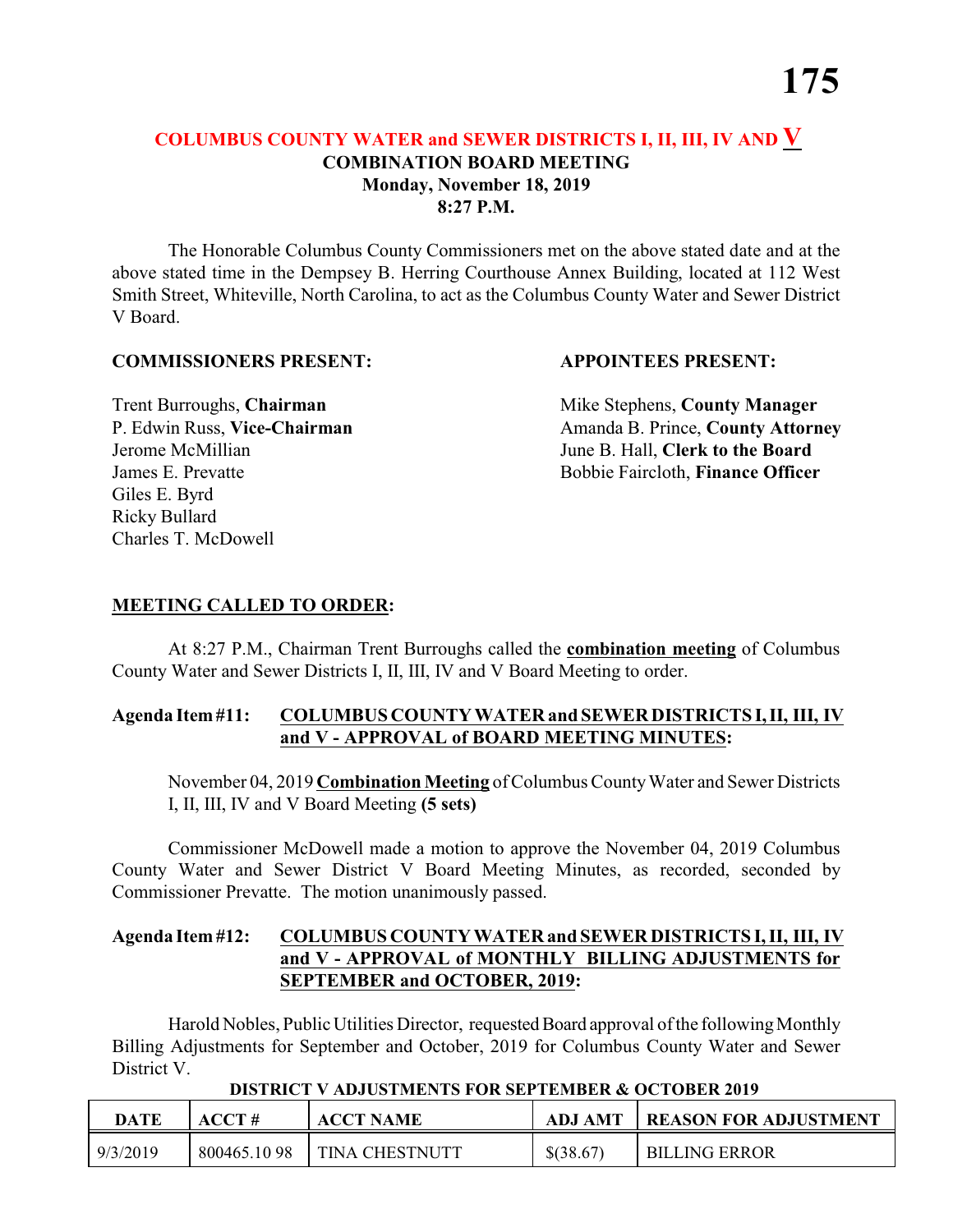## COLUMBUS COUNTY WATER and SEWER DISTRICTS I, II, III, IV AND V
## COMBINATION BOARD MEETING
**Monday, November 18, 2019**
**8:27 P.M.**

The Honorable Columbus County Commissioners met on the above stated date and at the above stated time in the Dempsey B. Herring Courthouse Annex Building, located at 112 West Smith Street, Whiteville, North Carolina, to act as the Columbus County Water and Sewer District V Board.

**COMMISSIONERS PRESENT:**

Trent Burroughs, **Chairman**
P. Edwin Russ, **Vice-Chairman**
Jerome McMillian
James E. Prevatte
Giles E. Byrd
Ricky Bullard
Charles T. McDowell

**APPOINTEES PRESENT:**

Mike Stephens, **County Manager**
Amanda B. Prince, **County Attorney**
June B. Hall, **Clerk to the Board**
Bobbie Faircloth, **Finance Officer**

**MEETING CALLED TO ORDER:**

At 8:27 P.M., Chairman Trent Burroughs called the **combination meeting** of Columbus County Water and Sewer Districts I, II, III, IV and V Board Meeting to order.

**Agenda Item #11: COLUMBUS COUNTY WATER and SEWER DISTRICTS I, II, III, IV and V - APPROVAL of BOARD MEETING MINUTES:**

November 04, 2019 **Combination Meeting** of Columbus County Water and Sewer Districts I, II, III, IV and V Board Meeting **(5 sets)**

Commissioner McDowell made a motion to approve the November 04, 2019 Columbus County Water and Sewer District V Board Meeting Minutes, as recorded, seconded by Commissioner Prevatte. The motion unanimously passed.

**Agenda Item #12: COLUMBUS COUNTY WATER and SEWER DISTRICTS I, II, III, IV and V - APPROVAL of MONTHLY BILLING ADJUSTMENTS for SEPTEMBER and OCTOBER, 2019:**

Harold Nobles, Public Utilities Director, requested Board approval of the following Monthly Billing Adjustments for September and October, 2019 for Columbus County Water and Sewer District V.

**DISTRICT V ADJUSTMENTS FOR SEPTEMBER & OCTOBER 2019**

| DATE | ACCT # | ACCT NAME | ADJ AMT | REASON FOR ADJUSTMENT |
|---|---|---|---|---|
| 9/3/2019 | 800465.10 98 | TINA CHESTNUTT | $(38.67) | BILLING ERROR |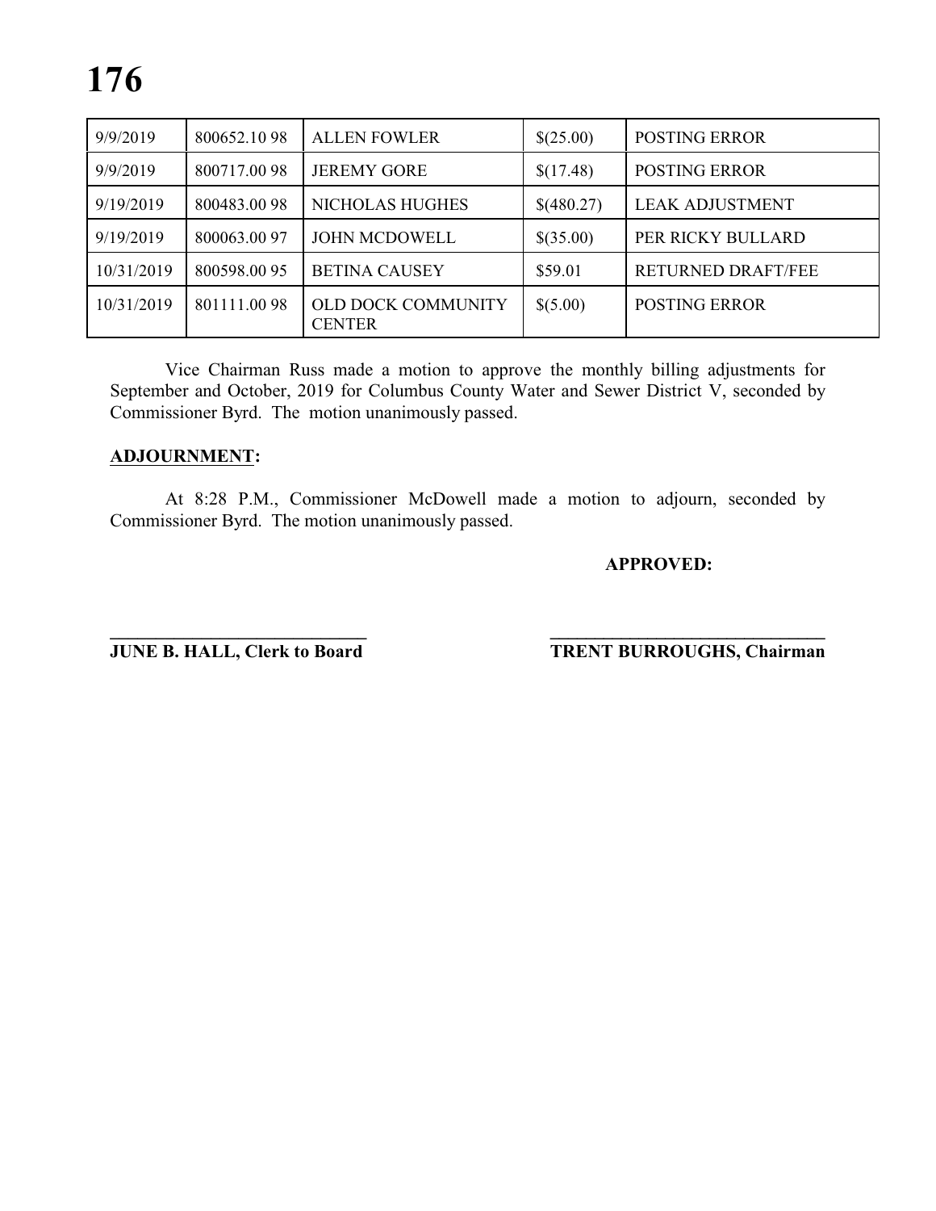| | | | | |
|---|---|---|---|---|
| 9/9/2019 | 800652.10 98 | ALLEN FOWLER | $(25.00) | POSTING ERROR |
| 9/9/2019 | 800717.00 98 | JEREMY GORE | $(17.48) | POSTING ERROR |
| 9/19/2019 | 800483.00 98 | NICHOLAS HUGHES | $(480.27) | LEAK ADJUSTMENT |
| 9/19/2019 | 800063.00 97 | JOHN MCDOWELL | $(35.00) | PER RICKY BULLARD |
| 10/31/2019 | 800598.00 95 | BETINA CAUSEY | $59.01 | RETURNED DRAFT/FEE |
| 10/31/2019 | 801111.00 98 | OLD DOCK COMMUNITY CENTER | $(5.00) | POSTING ERROR |

Vice Chairman Russ made a motion to approve the monthly billing adjustments for September and October, 2019 for Columbus County Water and Sewer District V, seconded by Commissioner Byrd. The motion unanimously passed.

**ADJOURNMENT:**

At 8:28 P.M., Commissioner McDowell made a motion to adjourn, seconded by Commissioner Byrd. The motion unanimously passed.

**APPROVED:**

______________________________ ______________________________

**JUNE B. HALL, Clerk to Board** **TRENT BURROUGHS, Chairman**